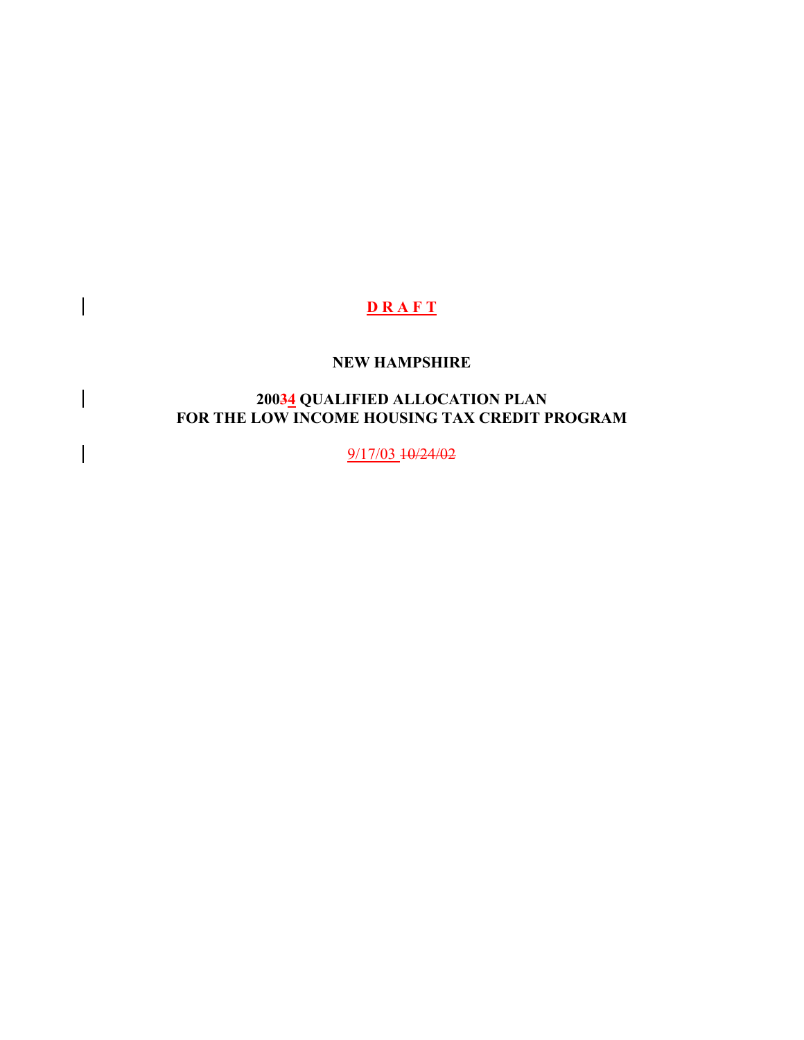**D R A F T**

**NEW HAMPSHIRE**

**20034 QUALIFIED ALLOCATION PLAN**
**FOR THE LOW INCOME HOUSING TAX CREDIT PROGRAM**

9/17/03 10/24/02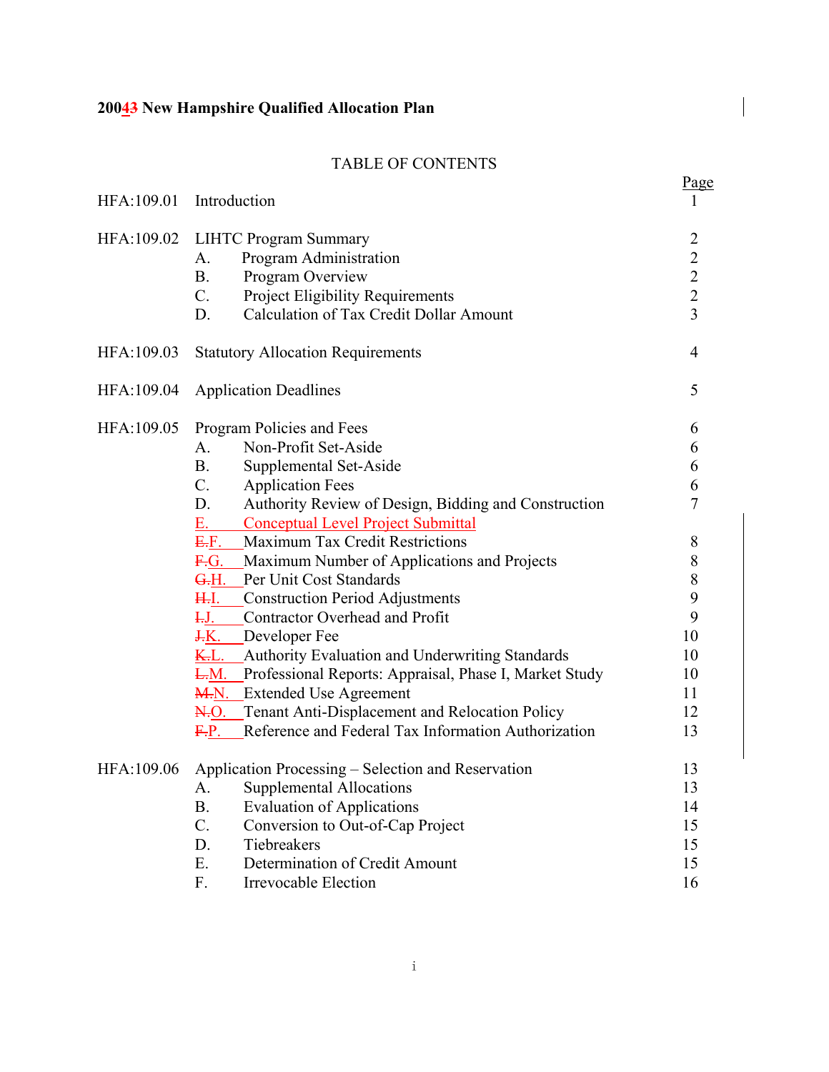# 20043 New Hampshire Qualified Allocation Plan

TABLE OF CONTENTS

| | | Page |
|---|---|---|
| HFA:109.01 | Introduction | 1 |
| HFA:109.02 | LIHTC Program Summary | 2 |
| | A. Program Administration | 2 |
| | B. Program Overview | 2 |
| | C. Project Eligibility Requirements | 2 |
| | D. Calculation of Tax Credit Dollar Amount | 3 |
| HFA:109.03 | Statutory Allocation Requirements | 4 |
| HFA:109.04 | Application Deadlines | 5 |
| HFA:109.05 | Program Policies and Fees | 6 |
| | A. Non-Profit Set-Aside | 6 |
| | B. Supplemental Set-Aside | 6 |
| | C. Application Fees | 6 |
| | D. Authority Review of Design, Bidding and Construction | 7 |
| | E. Conceptual Level Project Submittal | |
| | E.F. Maximum Tax Credit Restrictions | 8 |
| | F.G. Maximum Number of Applications and Projects | 8 |
| | G.H. Per Unit Cost Standards | 8 |
| | H.I. Construction Period Adjustments | 9 |
| | I.J. Contractor Overhead and Profit | 9 |
| | J.K. Developer Fee | 10 |
| | K.L. Authority Evaluation and Underwriting Standards | 10 |
| | L.M. Professional Reports: Appraisal, Phase I, Market Study | 10 |
| | M.N. Extended Use Agreement | 11 |
| | N.O. Tenant Anti-Displacement and Relocation Policy | 12 |
| | F.P. Reference and Federal Tax Information Authorization | 13 |
| HFA:109.06 | Application Processing – Selection and Reservation | 13 |
| | A. Supplemental Allocations | 13 |
| | B. Evaluation of Applications | 14 |
| | C. Conversion to Out-of-Cap Project | 15 |
| | D. Tiebreakers | 15 |
| | E. Determination of Credit Amount | 15 |
| | F. Irrevocable Election | 16 |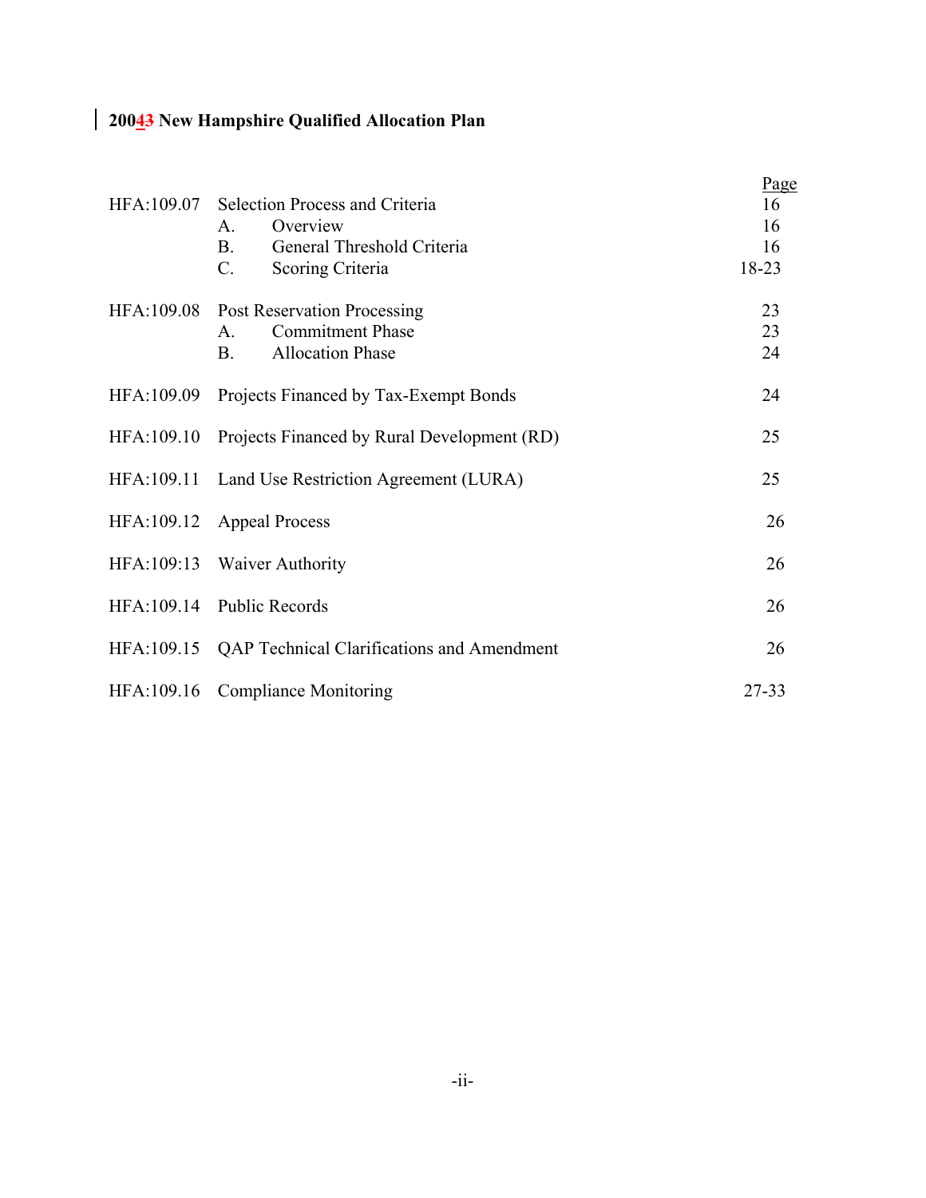**20043 New Hampshire Qualified Allocation Plan**

| | | Page |
|---|---|---|
| HFA:109.07 | Selection Process and Criteria | 16 |
| | A. Overview | 16 |
| | B. General Threshold Criteria | 16 |
| | C. Scoring Criteria | 18-23 |
| HFA:109.08 | Post Reservation Processing | 23 |
| | A. Commitment Phase | 23 |
| | B. Allocation Phase | 24 |
| HFA:109.09 | Projects Financed by Tax-Exempt Bonds | 24 |
| HFA:109.10 | Projects Financed by Rural Development (RD) | 25 |
| HFA:109.11 | Land Use Restriction Agreement (LURA) | 25 |
| HFA:109.12 | Appeal Process | 26 |
| HFA:109:13 | Waiver Authority | 26 |
| HFA:109.14 | Public Records | 26 |
| HFA:109.15 | QAP Technical Clarifications and Amendment | 26 |
| HFA:109.16 | Compliance Monitoring | 27-33 |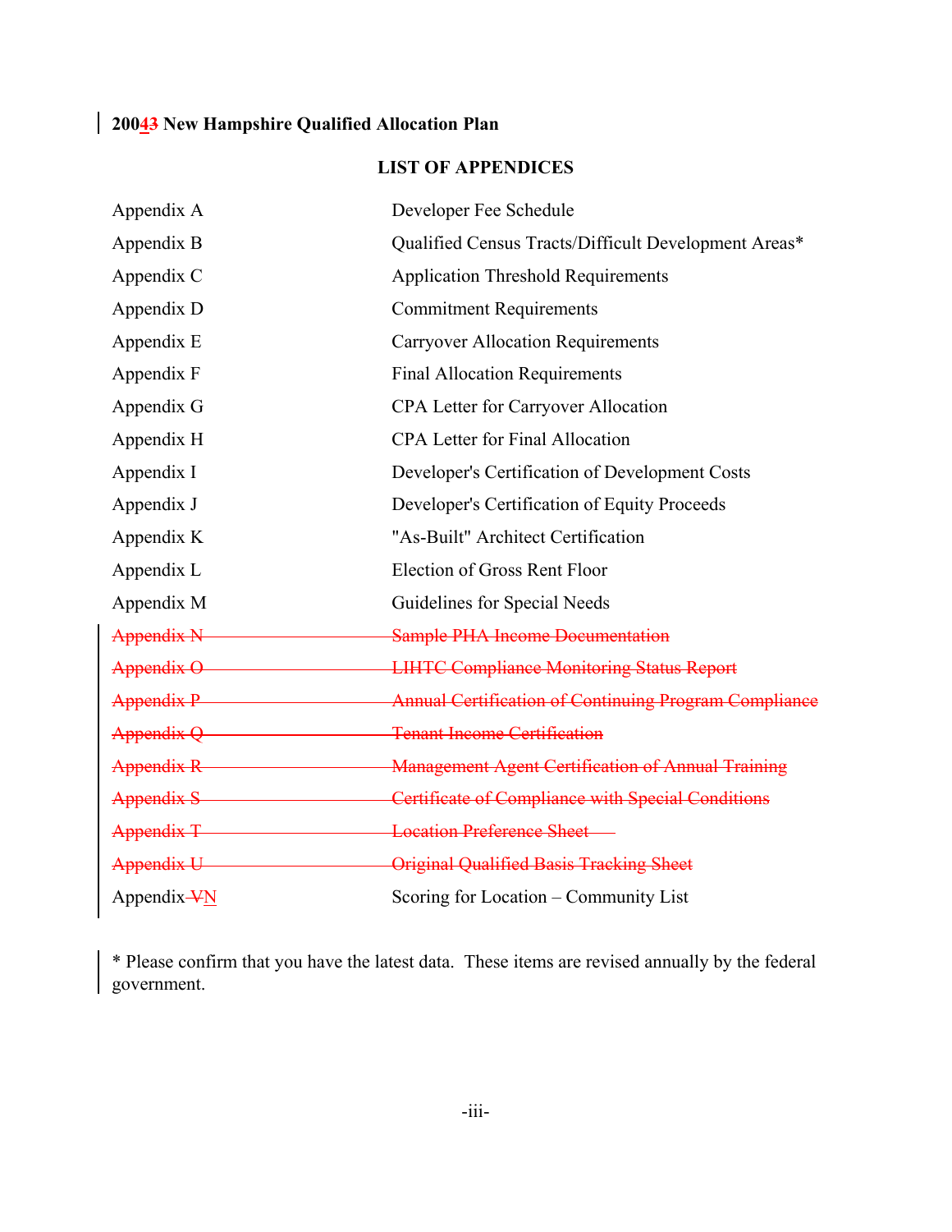**20043 New Hampshire Qualified Allocation Plan**

## LIST OF APPENDICES

| | |
|---|---|
| Appendix A | Developer Fee Schedule |
| Appendix B | Qualified Census Tracts/Difficult Development Areas* |
| Appendix C | Application Threshold Requirements |
| Appendix D | Commitment Requirements |
| Appendix E | Carryover Allocation Requirements |
| Appendix F | Final Allocation Requirements |
| Appendix G | CPA Letter for Carryover Allocation |
| Appendix H | CPA Letter for Final Allocation |
| Appendix I | Developer's Certification of Development Costs |
| Appendix J | Developer's Certification of Equity Proceeds |
| Appendix K | "As-Built" Architect Certification |
| Appendix L | Election of Gross Rent Floor |
| Appendix M | Guidelines for Special Needs |
| ~~Appendix N~~ | ~~Sample PHA Income Documentation~~ |
| ~~Appendix O~~ | ~~LIHTC Compliance Monitoring Status Report~~ |
| ~~Appendix P~~ | ~~Annual Certification of Continuing Program Compliance~~ |
| ~~Appendix Q~~ | ~~Tenant Income Certification~~ |
| ~~Appendix R~~ | ~~Management Agent Certification of Annual Training~~ |
| ~~Appendix S~~ | ~~Certificate of Compliance with Special Conditions~~ |
| ~~Appendix T~~ | ~~Location Preference Sheet~~ |
| ~~Appendix U~~ | ~~Original Qualified Basis Tracking Sheet~~ |
| Appendix ~~V~~N | Scoring for Location – Community List |

* Please confirm that you have the latest data. These items are revised annually by the federal government.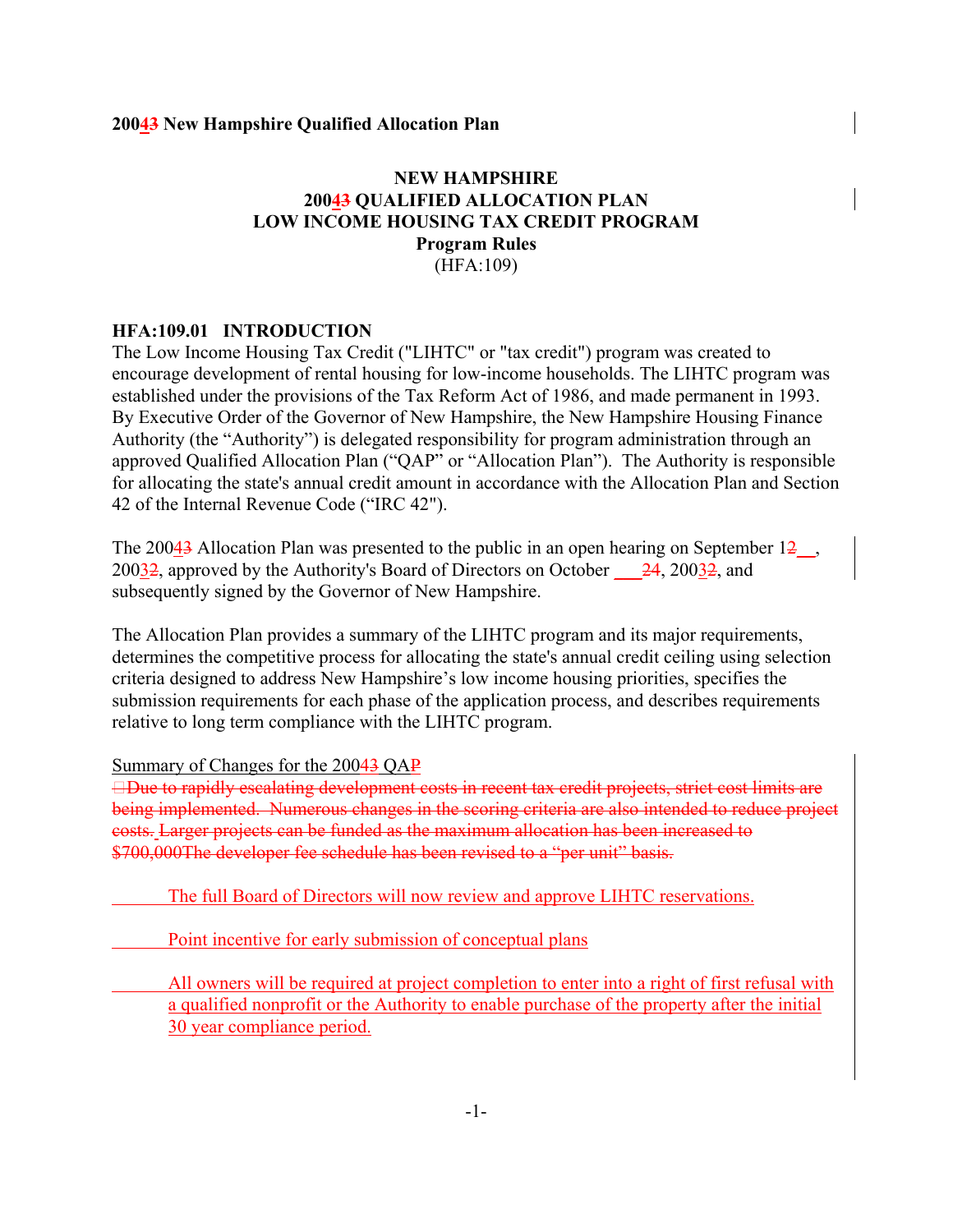**20043 New Hampshire Qualified Allocation Plan**

**NEW HAMPSHIRE**
**20043 QUALIFIED ALLOCATION PLAN**
**LOW INCOME HOUSING TAX CREDIT PROGRAM**
**Program Rules**
(HFA:109)

## HFA:109.01 INTRODUCTION

The Low Income Housing Tax Credit ("LIHTC" or "tax credit") program was created to encourage development of rental housing for low-income households. The LIHTC program was established under the provisions of the Tax Reform Act of 1986, and made permanent in 1993. By Executive Order of the Governor of New Hampshire, the New Hampshire Housing Finance Authority (the "Authority") is delegated responsibility for program administration through an approved Qualified Allocation Plan ("QAP" or "Allocation Plan"). The Authority is responsible for allocating the state's annual credit amount in accordance with the Allocation Plan and Section 42 of the Internal Revenue Code ("IRC 42").

The 20043 Allocation Plan was presented to the public in an open hearing on September 12\_\_, 20032, approved by the Authority's Board of Directors on October \_\_\_24, 20032, and subsequently signed by the Governor of New Hampshire.

The Allocation Plan provides a summary of the LIHTC program and its major requirements, determines the competitive process for allocating the state's annual credit ceiling using selection criteria designed to address New Hampshire's low income housing priorities, specifies the submission requirements for each phase of the application process, and describes requirements relative to long term compliance with the LIHTC program.

Summary of Changes for the 20043 QAP

~~Due to rapidly escalating development costs in recent tax credit projects, strict cost limits are being implemented. Numerous changes in the scoring criteria are also intended to reduce project costs. Larger projects can be funded as the maximum allocation has been increased to $700,000The developer fee schedule has been revised to a "per unit" basis.~~

The full Board of Directors will now review and approve LIHTC reservations.

Point incentive for early submission of conceptual plans

All owners will be required at project completion to enter into a right of first refusal with a qualified nonprofit or the Authority to enable purchase of the property after the initial 30 year compliance period.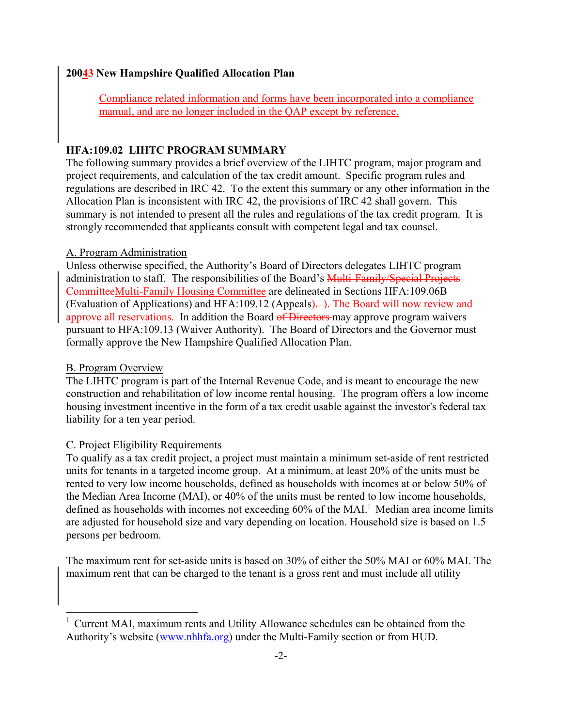**20043 New Hampshire Qualified Allocation Plan**

Compliance related information and forms have been incorporated into a compliance manual, and are no longer included in the QAP except by reference.

## HFA:109.02 LIHTC PROGRAM SUMMARY

The following summary provides a brief overview of the LIHTC program, major program and project requirements, and calculation of the tax credit amount. Specific program rules and regulations are described in IRC 42. To the extent this summary or any other information in the Allocation Plan is inconsistent with IRC 42, the provisions of IRC 42 shall govern. This summary is not intended to present all the rules and regulations of the tax credit program. It is strongly recommended that applicants consult with competent legal and tax counsel.

A. Program Administration

Unless otherwise specified, the Authority's Board of Directors delegates LIHTC program administration to staff. The responsibilities of the Board's ~~Multi-Family/Special Projects Committee~~Multi-Family Housing Committee are delineated in Sections HFA:109.06B (Evaluation of Applications) and HFA:109.12 (Appeals~~).~~). The Board will now review and approve all reservations. In addition the Board ~~of Directors~~ may approve program waivers pursuant to HFA:109.13 (Waiver Authority). The Board of Directors and the Governor must formally approve the New Hampshire Qualified Allocation Plan.

B. Program Overview

The LIHTC program is part of the Internal Revenue Code, and is meant to encourage the new construction and rehabilitation of low income rental housing. The program offers a low income housing investment incentive in the form of a tax credit usable against the investor's federal tax liability for a ten year period.

C. Project Eligibility Requirements

To qualify as a tax credit project, a project must maintain a minimum set-aside of rent restricted units for tenants in a targeted income group. At a minimum, at least 20% of the units must be rented to very low income households, defined as households with incomes at or below 50% of the Median Area Income (MAI), or 40% of the units must be rented to low income households, defined as households with incomes not exceeding 60% of the MAI.[1] Median area income limits are adjusted for household size and vary depending on location. Household size is based on 1.5 persons per bedroom.

The maximum rent for set-aside units is based on 30% of either the 50% MAI or 60% MAI. The maximum rent that can be charged to the tenant is a gross rent and must include all utility

[1] Current MAI, maximum rents and Utility Allowance schedules can be obtained from the Authority's website (www.nhhfa.org) under the Multi-Family section or from HUD.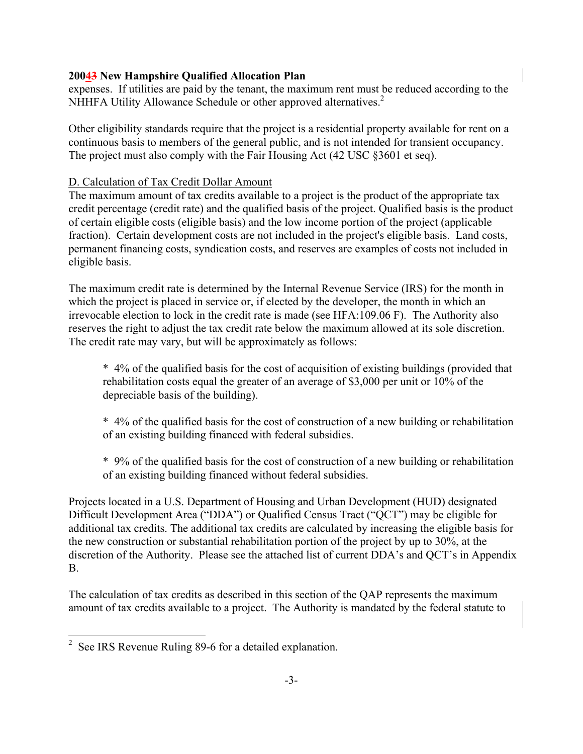expenses. If utilities are paid by the tenant, the maximum rent must be reduced according to the NHHFA Utility Allowance Schedule or other approved alternatives.[2]

Other eligibility standards require that the project is a residential property available for rent on a continuous basis to members of the general public, and is not intended for transient occupancy. The project must also comply with the Fair Housing Act (42 USC §3601 et seq).

D. Calculation of Tax Credit Dollar Amount

The maximum amount of tax credits available to a project is the product of the appropriate tax credit percentage (credit rate) and the qualified basis of the project. Qualified basis is the product of certain eligible costs (eligible basis) and the low income portion of the project (applicable fraction). Certain development costs are not included in the project's eligible basis. Land costs, permanent financing costs, syndication costs, and reserves are examples of costs not included in eligible basis.

The maximum credit rate is determined by the Internal Revenue Service (IRS) for the month in which the project is placed in service or, if elected by the developer, the month in which an irrevocable election to lock in the credit rate is made (see HFA:109.06 F). The Authority also reserves the right to adjust the tax credit rate below the maximum allowed at its sole discretion. The credit rate may vary, but will be approximately as follows:

- 4% of the qualified basis for the cost of acquisition of existing buildings (provided that rehabilitation costs equal the greater of an average of $3,000 per unit or 10% of the depreciable basis of the building).

- 4% of the qualified basis for the cost of construction of a new building or rehabilitation of an existing building financed with federal subsidies.

- 9% of the qualified basis for the cost of construction of a new building or rehabilitation of an existing building financed without federal subsidies.

Projects located in a U.S. Department of Housing and Urban Development (HUD) designated Difficult Development Area ("DDA") or Qualified Census Tract ("QCT") may be eligible for additional tax credits. The additional tax credits are calculated by increasing the eligible basis for the new construction or substantial rehabilitation portion of the project by up to 30%, at the discretion of the Authority. Please see the attached list of current DDA's and QCT's in Appendix B.

The calculation of tax credits as described in this section of the QAP represents the maximum amount of tax credits available to a project. The Authority is mandated by the federal statute to

[2] See IRS Revenue Ruling 89-6 for a detailed explanation.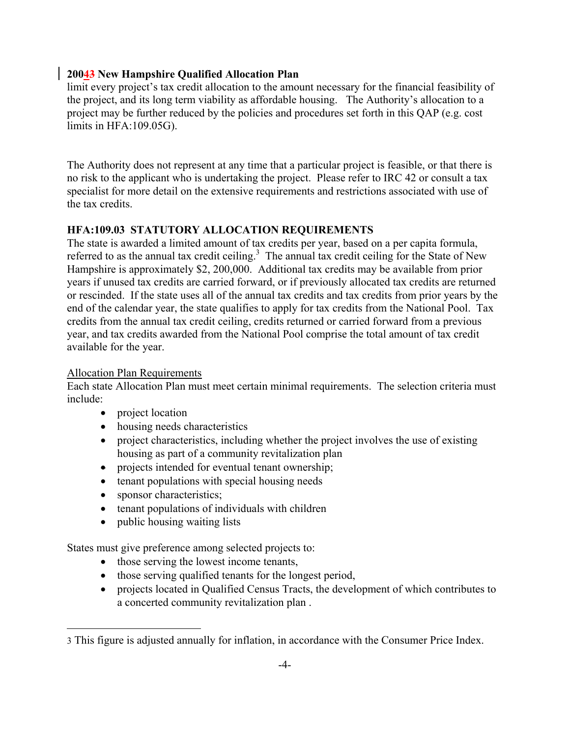limit every project's tax credit allocation to the amount necessary for the financial feasibility of the project, and its long term viability as affordable housing. The Authority's allocation to a project may be further reduced by the policies and procedures set forth in this QAP (e.g. cost limits in HFA:109.05G).

The Authority does not represent at any time that a particular project is feasible, or that there is no risk to the applicant who is undertaking the project. Please refer to IRC 42 or consult a tax specialist for more detail on the extensive requirements and restrictions associated with use of the tax credits.

### HFA:109.03 STATUTORY ALLOCATION REQUIREMENTS

The state is awarded a limited amount of tax credits per year, based on a per capita formula, referred to as the annual tax credit ceiling.[3] The annual tax credit ceiling for the State of New Hampshire is approximately $2, 200,000. Additional tax credits may be available from prior years if unused tax credits are carried forward, or if previously allocated tax credits are returned or rescinded. If the state uses all of the annual tax credits and tax credits from prior years by the end of the calendar year, the state qualifies to apply for tax credits from the National Pool. Tax credits from the annual tax credit ceiling, credits returned or carried forward from a previous year, and tax credits awarded from the National Pool comprise the total amount of tax credit available for the year.

Allocation Plan Requirements

Each state Allocation Plan must meet certain minimal requirements. The selection criteria must include:

- project location
- housing needs characteristics
- project characteristics, including whether the project involves the use of existing housing as part of a community revitalization plan
- projects intended for eventual tenant ownership;
- tenant populations with special housing needs
- sponsor characteristics;
- tenant populations of individuals with children
- public housing waiting lists

States must give preference among selected projects to:

- those serving the lowest income tenants,
- those serving qualified tenants for the longest period,
- projects located in Qualified Census Tracts, the development of which contributes to a concerted community revitalization plan .

---

[3] This figure is adjusted annually for inflation, in accordance with the Consumer Price Index.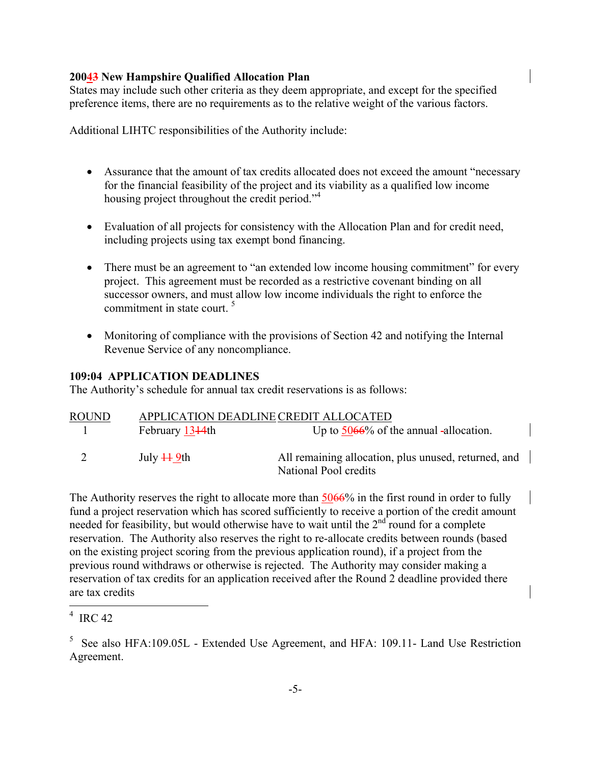**20043 New Hampshire Qualified Allocation Plan**

States may include such other criteria as they deem appropriate, and except for the specified preference items, there are no requirements as to the relative weight of the various factors.

Additional LIHTC responsibilities of the Authority include:

- Assurance that the amount of tax credits allocated does not exceed the amount "necessary for the financial feasibility of the project and its viability as a qualified low income housing project throughout the credit period."[4]

- Evaluation of all projects for consistency with the Allocation Plan and for credit need, including projects using tax exempt bond financing.

- There must be an agreement to "an extended low income housing commitment" for every project. This agreement must be recorded as a restrictive covenant binding on all successor owners, and must allow low income individuals the right to enforce the commitment in state court. [5]

- Monitoring of compliance with the provisions of Section 42 and notifying the Internal Revenue Service of any noncompliance.

**109:04 APPLICATION DEADLINES**

The Authority's schedule for annual tax credit reservations is as follows:

| ROUND | APPLICATION DEADLINE | CREDIT ALLOCATED |
|---|---|---|
| 1 | February 1314th | Up to 5066% of the annual -allocation. |
| 2 | July 11 9th | All remaining allocation, plus unused, returned, and National Pool credits |

The Authority reserves the right to allocate more than 5066% in the first round in order to fully fund a project reservation which has scored sufficiently to receive a portion of the credit amount needed for feasibility, but would otherwise have to wait until the 2nd round for a complete reservation. The Authority also reserves the right to re-allocate credits between rounds (based on the existing project scoring from the previous application round), if a project from the previous round withdraws or otherwise is rejected. The Authority may consider making a reservation of tax credits for an application received after the Round 2 deadline provided there are tax credits

---

[4] IRC 42

[5] See also HFA:109.05L - Extended Use Agreement, and HFA: 109.11- Land Use Restriction Agreement.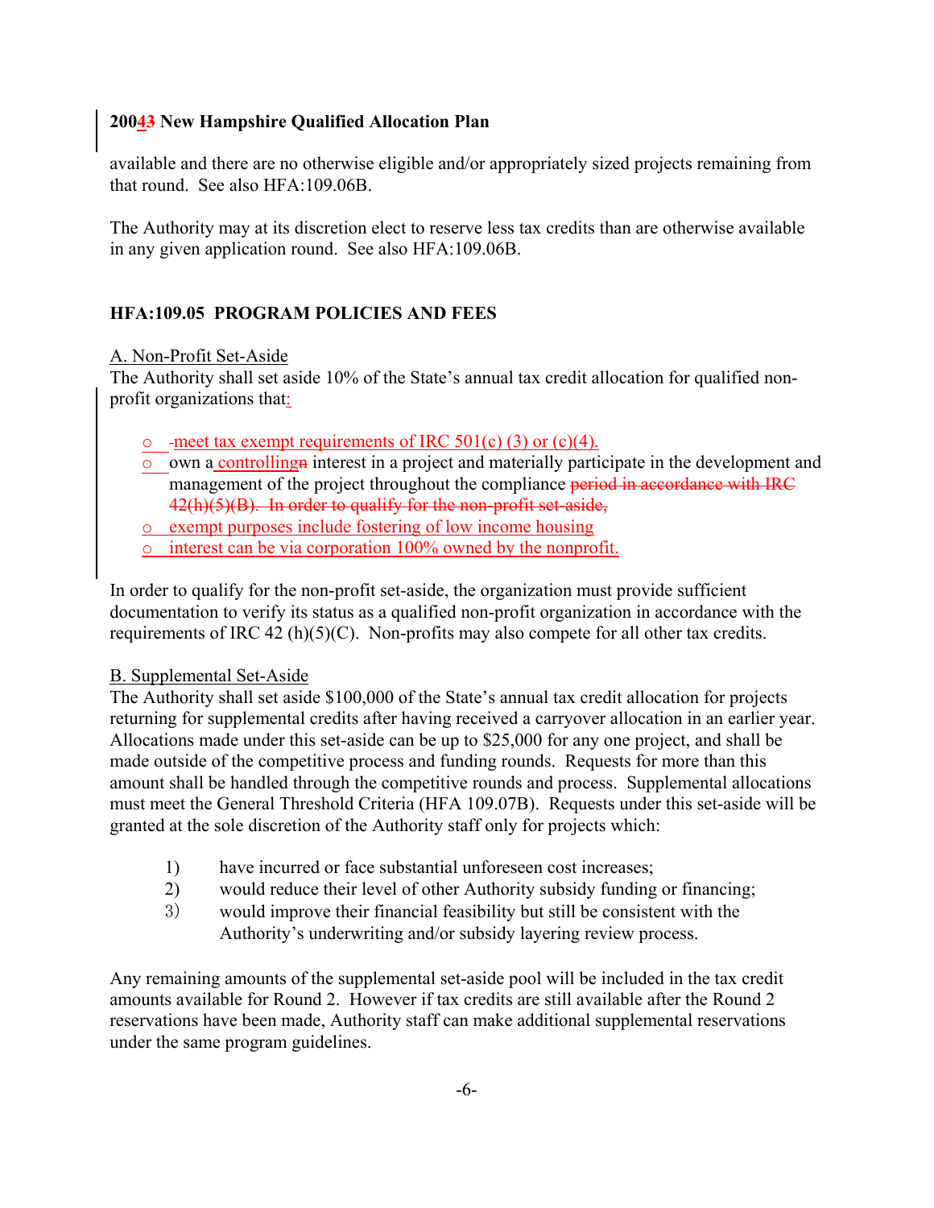available and there are no otherwise eligible and/or appropriately sized projects remaining from that round. See also HFA:109.06B.

The Authority may at its discretion elect to reserve less tax credits than are otherwise available in any given application round. See also HFA:109.06B.

## HFA:109.05 PROGRAM POLICIES AND FEES

A. Non-Profit Set-Aside

The Authority shall set aside 10% of the State's annual tax credit allocation for qualified non-profit organizations that:

- meet tax exempt requirements of IRC 501(c) (3) or (c)(4).
- own a controlling interest in a project and materially participate in the development and management of the project throughout the compliance ~~period in accordance with IRC 42(h)(5)(B). In order to qualify for the non-profit set-aside,~~
- exempt purposes include fostering of low income housing
- interest can be via corporation 100% owned by the nonprofit.

In order to qualify for the non-profit set-aside, the organization must provide sufficient documentation to verify its status as a qualified non-profit organization in accordance with the requirements of IRC 42 (h)(5)(C). Non-profits may also compete for all other tax credits.

B. Supplemental Set-Aside

The Authority shall set aside $100,000 of the State's annual tax credit allocation for projects returning for supplemental credits after having received a carryover allocation in an earlier year. Allocations made under this set-aside can be up to $25,000 for any one project, and shall be made outside of the competitive process and funding rounds. Requests for more than this amount shall be handled through the competitive rounds and process. Supplemental allocations must meet the General Threshold Criteria (HFA 109.07B). Requests under this set-aside will be granted at the sole discretion of the Authority staff only for projects which:

1) have incurred or face substantial unforeseen cost increases;
2) would reduce their level of other Authority subsidy funding or financing;
3) would improve their financial feasibility but still be consistent with the Authority's underwriting and/or subsidy layering review process.

Any remaining amounts of the supplemental set-aside pool will be included in the tax credit amounts available for Round 2. However if tax credits are still available after the Round 2 reservations have been made, Authority staff can make additional supplemental reservations under the same program guidelines.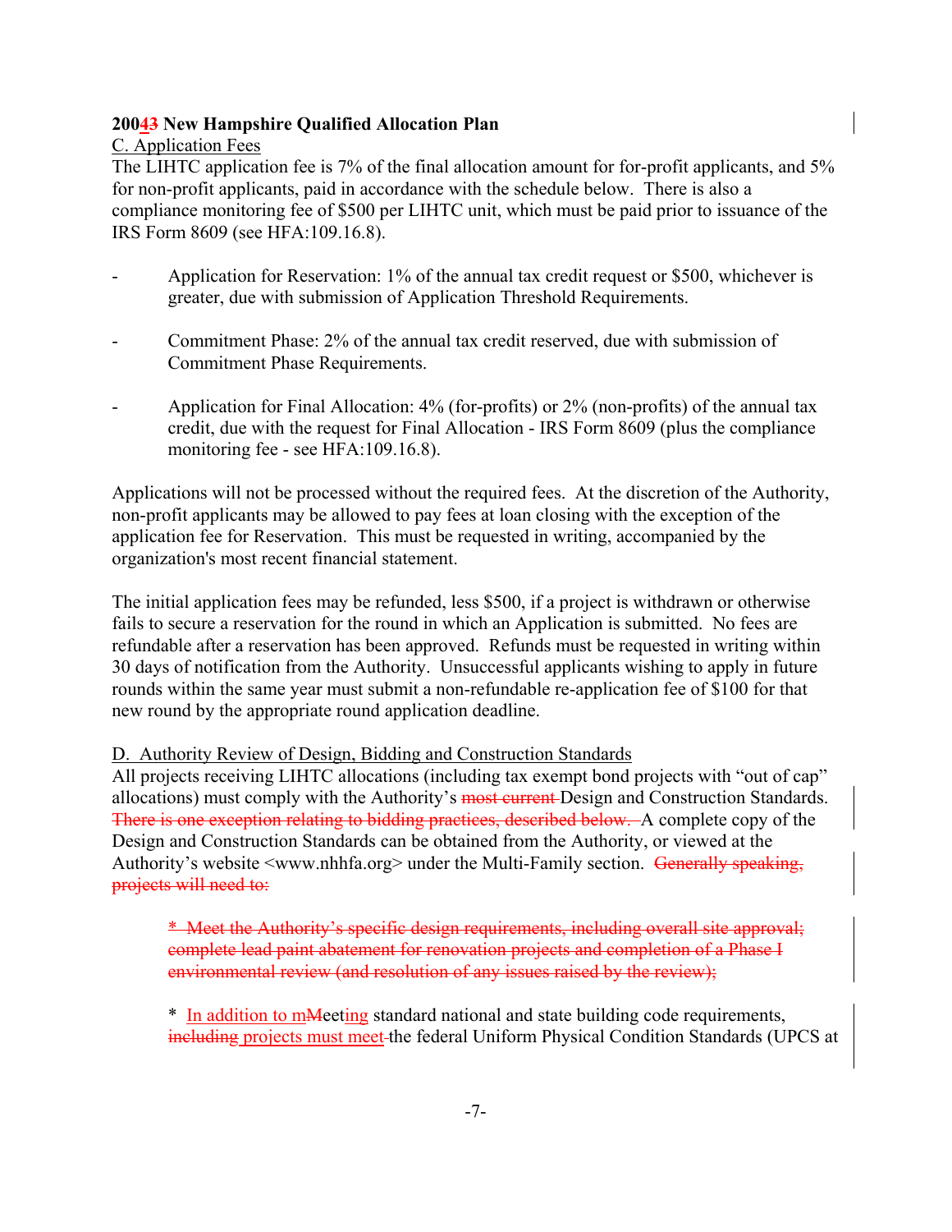**20043 New Hampshire Qualified Allocation Plan**

C. Application Fees

The LIHTC application fee is 7% of the final allocation amount for for-profit applicants, and 5% for non-profit applicants, paid in accordance with the schedule below. There is also a compliance monitoring fee of $500 per LIHTC unit, which must be paid prior to issuance of the IRS Form 8609 (see HFA:109.16.8).

- Application for Reservation: 1% of the annual tax credit request or $500, whichever is greater, due with submission of Application Threshold Requirements.

- Commitment Phase: 2% of the annual tax credit reserved, due with submission of Commitment Phase Requirements.

- Application for Final Allocation: 4% (for-profits) or 2% (non-profits) of the annual tax credit, due with the request for Final Allocation - IRS Form 8609 (plus the compliance monitoring fee - see HFA:109.16.8).

Applications will not be processed without the required fees. At the discretion of the Authority, non-profit applicants may be allowed to pay fees at loan closing with the exception of the application fee for Reservation. This must be requested in writing, accompanied by the organization's most recent financial statement.

The initial application fees may be refunded, less $500, if a project is withdrawn or otherwise fails to secure a reservation for the round in which an Application is submitted. No fees are refundable after a reservation has been approved. Refunds must be requested in writing within 30 days of notification from the Authority. Unsuccessful applicants wishing to apply in future rounds within the same year must submit a non-refundable re-application fee of $100 for that new round by the appropriate round application deadline.

D. Authority Review of Design, Bidding and Construction Standards

All projects receiving LIHTC allocations (including tax exempt bond projects with "out of cap" allocations) must comply with the Authority's ~~most current~~ Design and Construction Standards. ~~There is one exception relating to bidding practices, described below.~~ A complete copy of the Design and Construction Standards can be obtained from the Authority, or viewed at the Authority's website <www.nhhfa.org> under the Multi-Family section. ~~Generally speaking, projects will need to:~~

~~* Meet the Authority's specific design requirements, including overall site approval; complete lead paint abatement for renovation projects and completion of a Phase I environmental review (and resolution of any issues raised by the review);~~

* In addition to m~~M~~eeting standard national and state building code requirements, ~~including~~ projects must meet ~~the~~ the federal Uniform Physical Condition Standards (UPCS at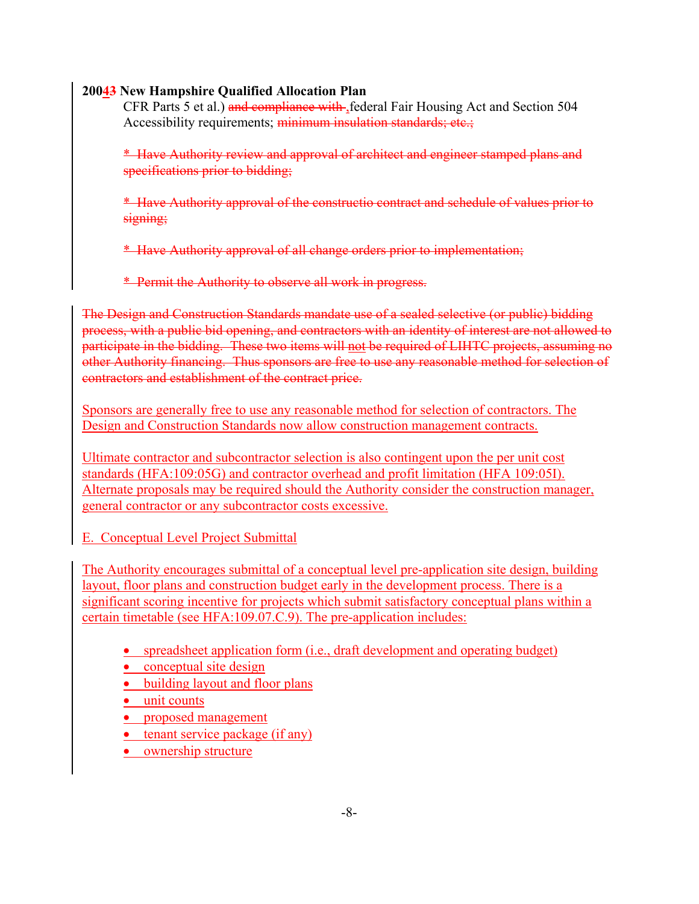CFR Parts 5 et al.) ~~and compliance with~~ ,federal Fair Housing Act and Section 504 Accessibility requirements; ~~minimum insulation standards; etc.;~~

~~* Have Authority review and approval of architect and engineer stamped plans and specifications prior to bidding;~~

~~* Have Authority approval of the constructio contract and schedule of values prior to signing;~~

~~* Have Authority approval of all change orders prior to implementation;~~

~~* Permit the Authority to observe all work in progress.~~

~~The Design and Construction Standards mandate use of a sealed selective (or public) bidding process, with a public bid opening, and contractors with an identity of interest are not allowed to participate in the bidding. These two items will not be required of LIHTC projects, assuming no other Authority financing. Thus sponsors are free to use any reasonable method for selection of contractors and establishment of the contract price.~~

Sponsors are generally free to use any reasonable method for selection of contractors. The Design and Construction Standards now allow construction management contracts.

Ultimate contractor and subcontractor selection is also contingent upon the per unit cost standards (HFA:109:05G) and contractor overhead and profit limitation (HFA 109:05I). Alternate proposals may be required should the Authority consider the construction manager, general contractor or any subcontractor costs excessive.

E. Conceptual Level Project Submittal

The Authority encourages submittal of a conceptual level pre-application site design, building layout, floor plans and construction budget early in the development process. There is a significant scoring incentive for projects which submit satisfactory conceptual plans within a certain timetable (see HFA:109.07.C.9). The pre-application includes:

- spreadsheet application form (i.e., draft development and operating budget)
- conceptual site design
- building layout and floor plans
- unit counts
- proposed management
- tenant service package (if any)
- ownership structure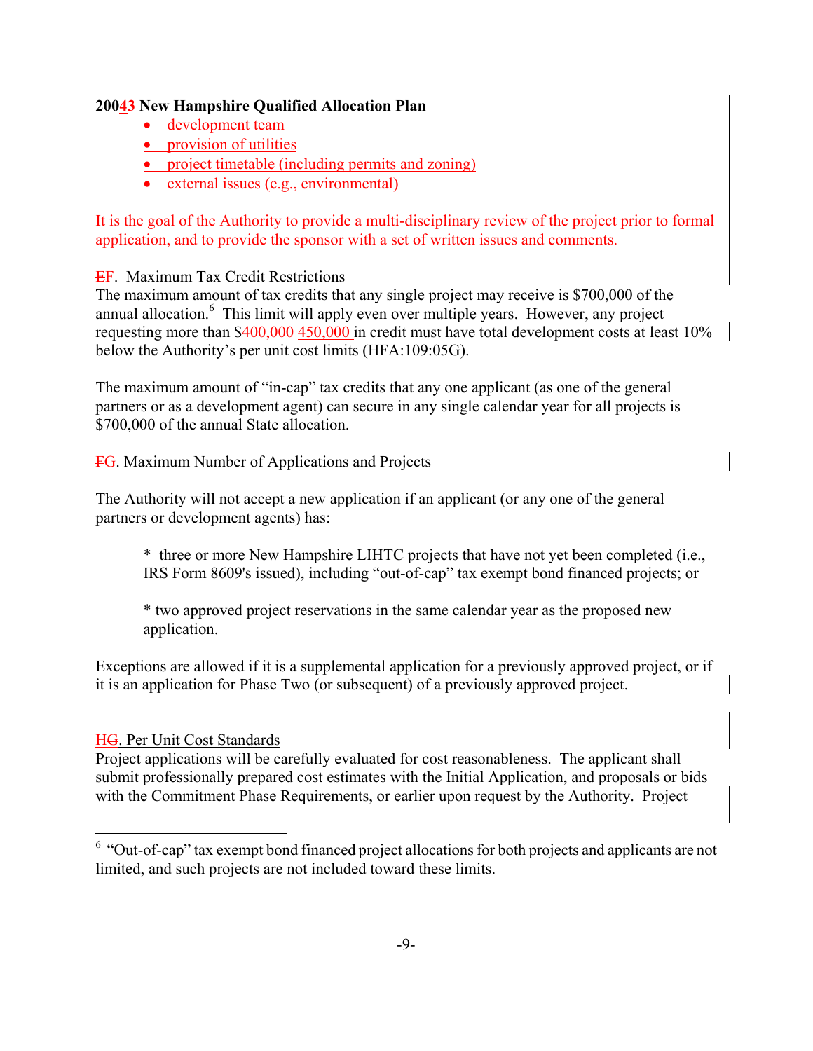- development team
- provision of utilities
- project timetable (including permits and zoning)
- external issues (e.g., environmental)

It is the goal of the Authority to provide a multi-disciplinary review of the project prior to formal application, and to provide the sponsor with a set of written issues and comments.

EF. Maximum Tax Credit Restrictions

The maximum amount of tax credits that any single project may receive is $700,000 of the annual allocation.[6] This limit will apply even over multiple years. However, any project requesting more than $400,000 450,000 in credit must have total development costs at least 10% below the Authority's per unit cost limits (HFA:109:05G).

The maximum amount of "in-cap" tax credits that any one applicant (as one of the general partners or as a development agent) can secure in any single calendar year for all projects is $700,000 of the annual State allocation.

FG. Maximum Number of Applications and Projects

The Authority will not accept a new application if an applicant (or any one of the general partners or development agents) has:

> * three or more New Hampshire LIHTC projects that have not yet been completed (i.e., IRS Form 8609's issued), including "out-of-cap" tax exempt bond financed projects; or
>
> * two approved project reservations in the same calendar year as the proposed new application.

Exceptions are allowed if it is a supplemental application for a previously approved project, or if it is an application for Phase Two (or subsequent) of a previously approved project.

HG. Per Unit Cost Standards

Project applications will be carefully evaluated for cost reasonableness. The applicant shall submit professionally prepared cost estimates with the Initial Application, and proposals or bids with the Commitment Phase Requirements, or earlier upon request by the Authority. Project

---

[6] "Out-of-cap" tax exempt bond financed project allocations for both projects and applicants are not limited, and such projects are not included toward these limits.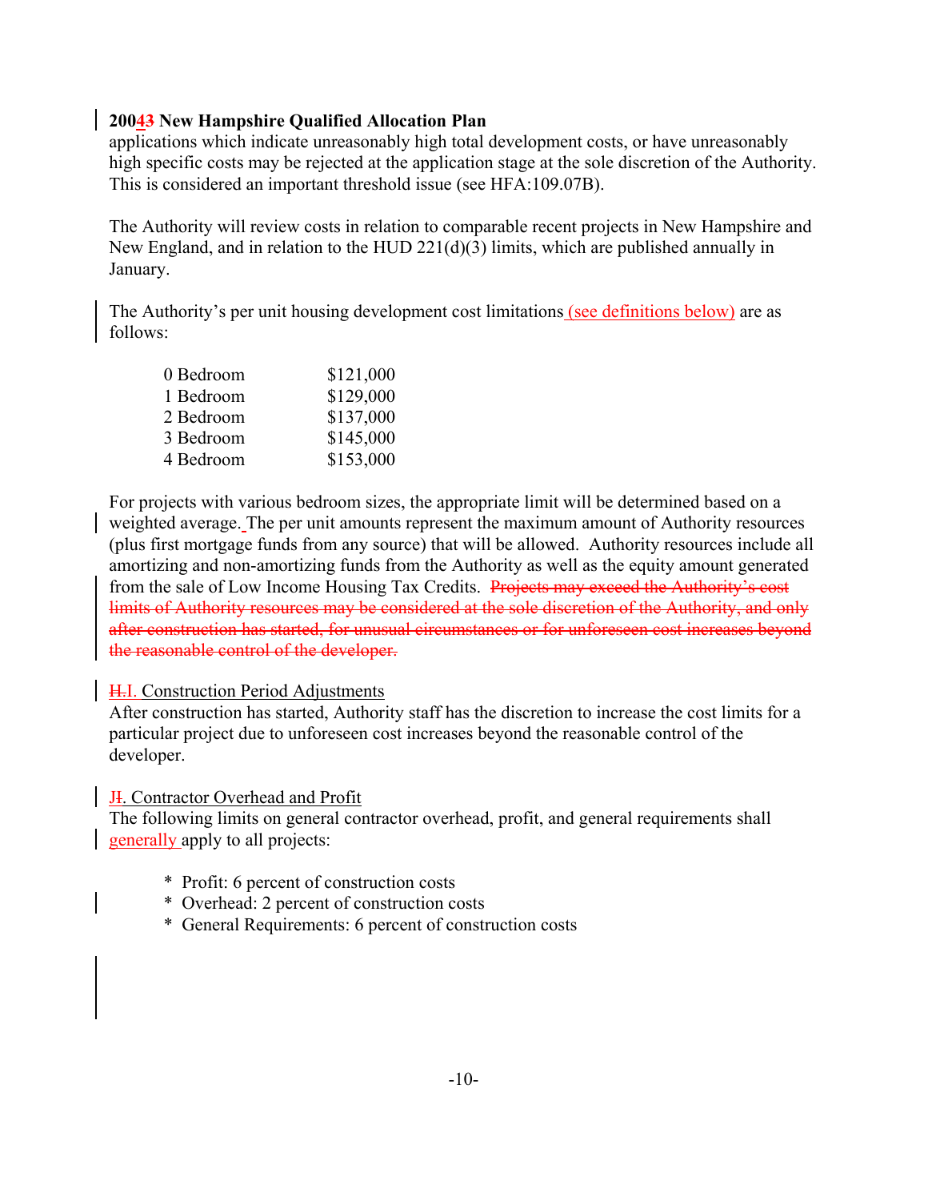applications which indicate unreasonably high total development costs, or have unreasonably high specific costs may be rejected at the application stage at the sole discretion of the Authority. This is considered an important threshold issue (see HFA:109.07B).

The Authority will review costs in relation to comparable recent projects in New Hampshire and New England, and in relation to the HUD 221(d)(3) limits, which are published annually in January.

The Authority's per unit housing development cost limitations (see definitions below) are as follows:

| | |
|---|---|
| 0 Bedroom | $121,000 |
| 1 Bedroom | $129,000 |
| 2 Bedroom | $137,000 |
| 3 Bedroom | $145,000 |
| 4 Bedroom | $153,000 |

For projects with various bedroom sizes, the appropriate limit will be determined based on a weighted average. The per unit amounts represent the maximum amount of Authority resources (plus first mortgage funds from any source) that will be allowed. Authority resources include all amortizing and non-amortizing funds from the Authority as well as the equity amount generated from the sale of Low Income Housing Tax Credits. ~~Projects may exceed the Authority's cost limits of Authority resources may be considered at the sole discretion of the Authority, and only after construction has started, for unusual circumstances or for unforeseen cost increases beyond the reasonable control of the developer.~~

~~H.~~I. Construction Period Adjustments

After construction has started, Authority staff has the discretion to increase the cost limits for a particular project due to unforeseen cost increases beyond the reasonable control of the developer.

J~~I~~. Contractor Overhead and Profit

The following limits on general contractor overhead, profit, and general requirements shall generally apply to all projects:

* Profit: 6 percent of construction costs
* Overhead: 2 percent of construction costs
* General Requirements: 6 percent of construction costs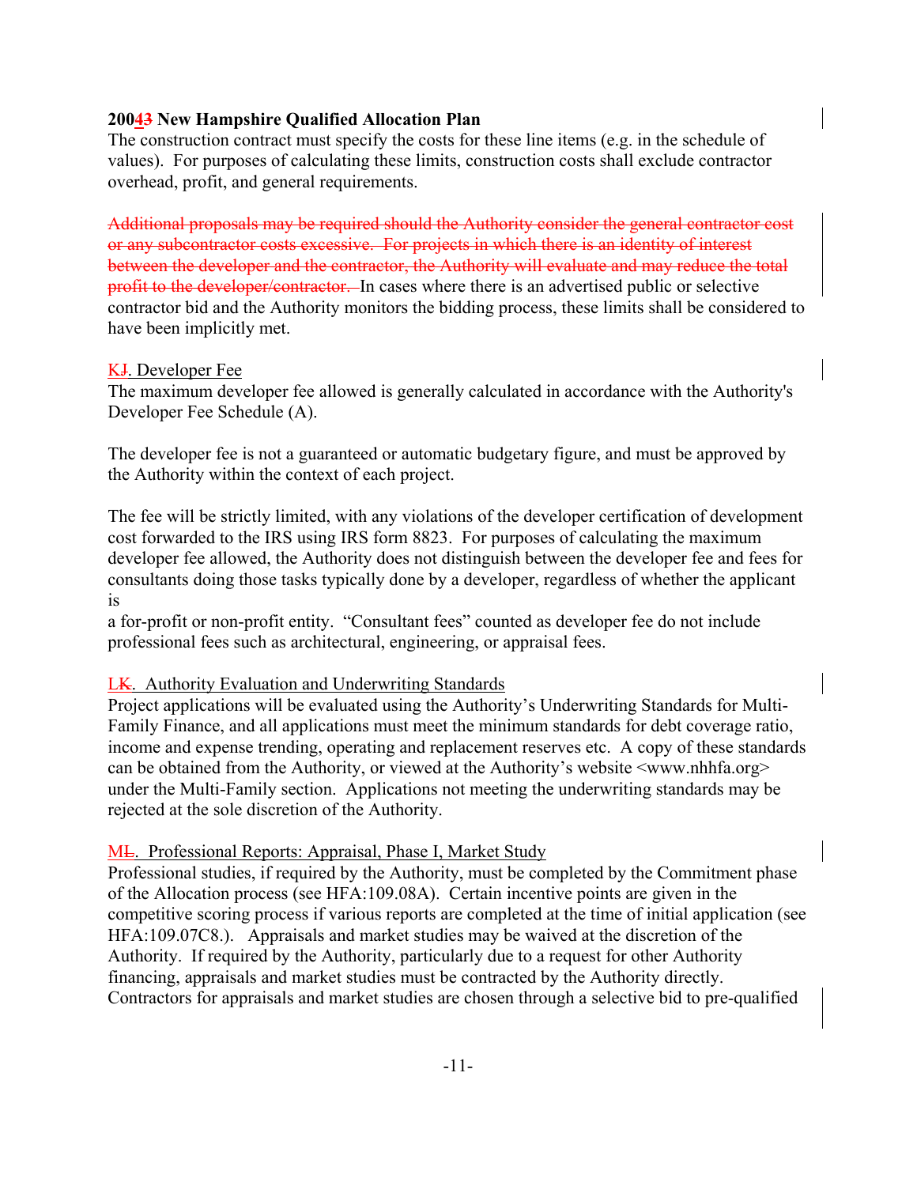The construction contract must specify the costs for these line items (e.g. in the schedule of values). For purposes of calculating these limits, construction costs shall exclude contractor overhead, profit, and general requirements.

~~Additional proposals may be required should the Authority consider the general contractor cost or any subcontractor costs excessive. For projects in which there is an identity of interest between the developer and the contractor, the Authority will evaluate and may reduce the total profit to the developer/contractor.~~ In cases where there is an advertised public or selective contractor bid and the Authority monitors the bidding process, these limits shall be considered to have been implicitly met.

K~~J~~. Developer Fee

The maximum developer fee allowed is generally calculated in accordance with the Authority's Developer Fee Schedule (A).

The developer fee is not a guaranteed or automatic budgetary figure, and must be approved by the Authority within the context of each project.

The fee will be strictly limited, with any violations of the developer certification of development cost forwarded to the IRS using IRS form 8823. For purposes of calculating the maximum developer fee allowed, the Authority does not distinguish between the developer fee and fees for consultants doing those tasks typically done by a developer, regardless of whether the applicant is a for-profit or non-profit entity. "Consultant fees" counted as developer fee do not include professional fees such as architectural, engineering, or appraisal fees.

L~~K~~. Authority Evaluation and Underwriting Standards

Project applications will be evaluated using the Authority's Underwriting Standards for Multi-Family Finance, and all applications must meet the minimum standards for debt coverage ratio, income and expense trending, operating and replacement reserves etc. A copy of these standards can be obtained from the Authority, or viewed at the Authority's website <www.nhhfa.org> under the Multi-Family section. Applications not meeting the underwriting standards may be rejected at the sole discretion of the Authority.

M~~L~~. Professional Reports: Appraisal, Phase I, Market Study

Professional studies, if required by the Authority, must be completed by the Commitment phase of the Allocation process (see HFA:109.08A). Certain incentive points are given in the competitive scoring process if various reports are completed at the time of initial application (see HFA:109.07C8.). Appraisals and market studies may be waived at the discretion of the Authority. If required by the Authority, particularly due to a request for other Authority financing, appraisals and market studies must be contracted by the Authority directly. Contractors for appraisals and market studies are chosen through a selective bid to pre-qualified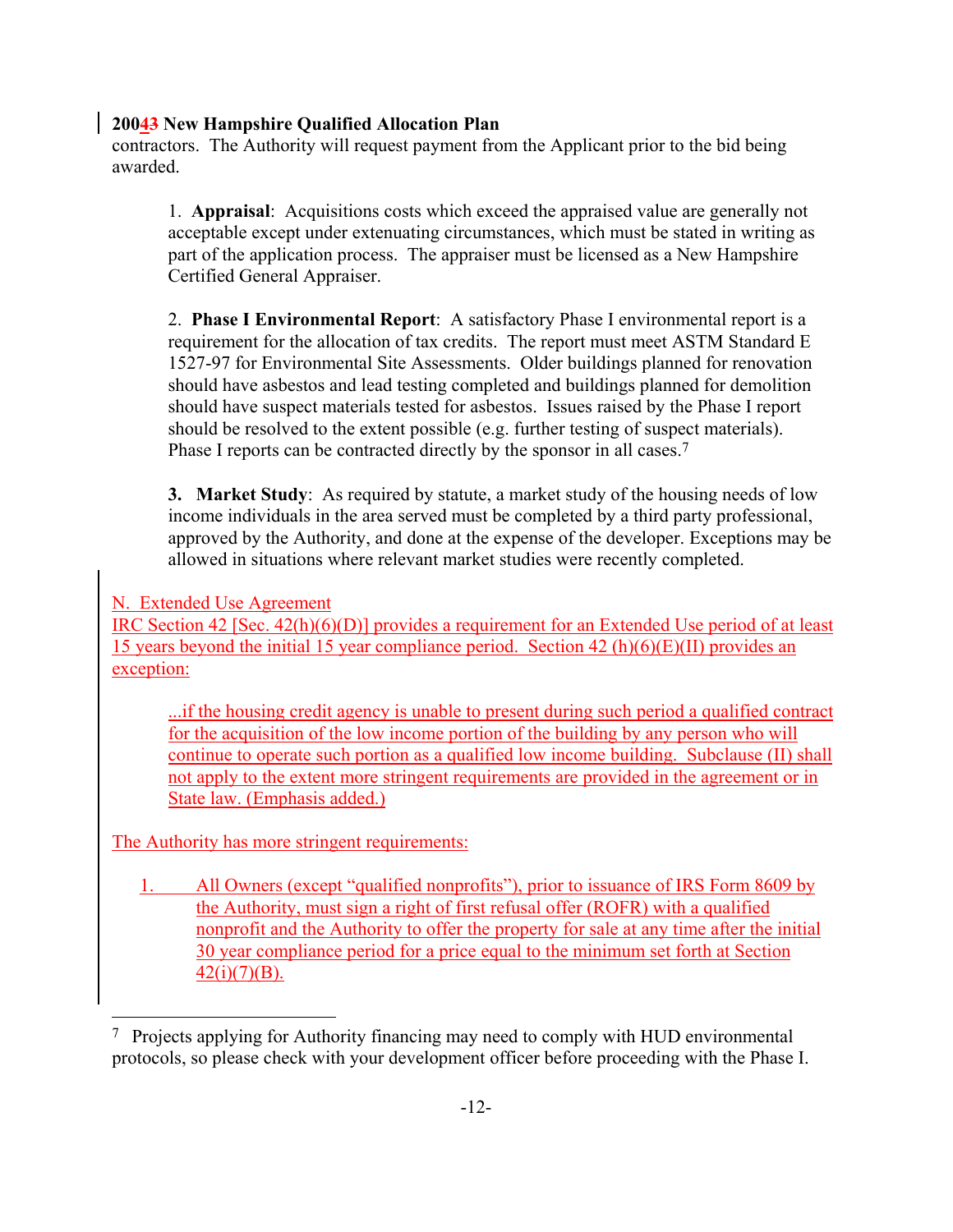contractors. The Authority will request payment from the Applicant prior to the bid being awarded.

1. **Appraisal**: Acquisitions costs which exceed the appraised value are generally not acceptable except under extenuating circumstances, which must be stated in writing as part of the application process. The appraiser must be licensed as a New Hampshire Certified General Appraiser.

2. **Phase I Environmental Report**: A satisfactory Phase I environmental report is a requirement for the allocation of tax credits. The report must meet ASTM Standard E 1527-97 for Environmental Site Assessments. Older buildings planned for renovation should have asbestos and lead testing completed and buildings planned for demolition should have suspect materials tested for asbestos. Issues raised by the Phase I report should be resolved to the extent possible (e.g. further testing of suspect materials). Phase I reports can be contracted directly by the sponsor in all cases.[7]

3. **Market Study**: As required by statute, a market study of the housing needs of low income individuals in the area served must be completed by a third party professional, approved by the Authority, and done at the expense of the developer. Exceptions may be allowed in situations where relevant market studies were recently completed.

N. Extended Use Agreement

IRC Section 42 [Sec. 42(h)(6)(D)] provides a requirement for an Extended Use period of at least 15 years beyond the initial 15 year compliance period. Section 42 (h)(6)(E)(II) provides an exception:

> ...if the housing credit agency is unable to present during such period a qualified contract for the acquisition of the low income portion of the building by any person who will continue to operate such portion as a qualified low income building. Subclause (II) shall not apply to the extent more stringent requirements are provided in the agreement or in State law. (Emphasis added.)

The Authority has more stringent requirements:

1. All Owners (except "qualified nonprofits"), prior to issuance of IRS Form 8609 by the Authority, must sign a right of first refusal offer (ROFR) with a qualified nonprofit and the Authority to offer the property for sale at any time after the initial 30 year compliance period for a price equal to the minimum set forth at Section 42(i)(7)(B).

---

[7] Projects applying for Authority financing may need to comply with HUD environmental protocols, so please check with your development officer before proceeding with the Phase I.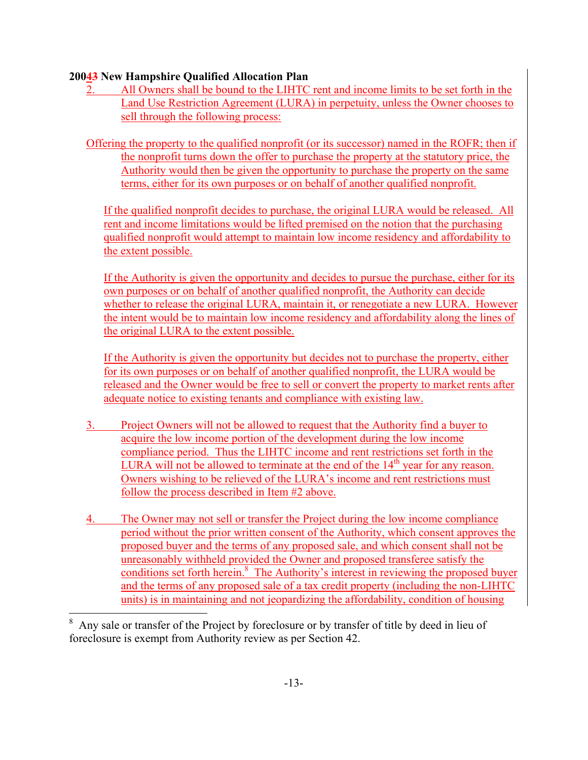2. All Owners shall be bound to the LIHTC rent and income limits to be set forth in the Land Use Restriction Agreement (LURA) in perpetuity, unless the Owner chooses to sell through the following process:

Offering the property to the qualified nonprofit (or its successor) named in the ROFR; then if the nonprofit turns down the offer to purchase the property at the statutory price, the Authority would then be given the opportunity to purchase the property on the same terms, either for its own purposes or on behalf of another qualified nonprofit.

If the qualified nonprofit decides to purchase, the original LURA would be released. All rent and income limitations would be lifted premised on the notion that the purchasing qualified nonprofit would attempt to maintain low income residency and affordability to the extent possible.

If the Authority is given the opportunity and decides to pursue the purchase, either for its own purposes or on behalf of another qualified nonprofit, the Authority can decide whether to release the original LURA, maintain it, or renegotiate a new LURA. However the intent would be to maintain low income residency and affordability along the lines of the original LURA to the extent possible.

If the Authority is given the opportunity but decides not to purchase the property, either for its own purposes or on behalf of another qualified nonprofit, the LURA would be released and the Owner would be free to sell or convert the property to market rents after adequate notice to existing tenants and compliance with existing law.

3. Project Owners will not be allowed to request that the Authority find a buyer to acquire the low income portion of the development during the low income compliance period. Thus the LIHTC income and rent restrictions set forth in the LURA will not be allowed to terminate at the end of the 14th year for any reason. Owners wishing to be relieved of the LURA's income and rent restrictions must follow the process described in Item #2 above.

4. The Owner may not sell or transfer the Project during the low income compliance period without the prior written consent of the Authority, which consent approves the proposed buyer and the terms of any proposed sale, and which consent shall not be unreasonably withheld provided the Owner and proposed transferee satisfy the conditions set forth herein.[8] The Authority's interest in reviewing the proposed buyer and the terms of any proposed sale of a tax credit property (including the non-LIHTC units) is in maintaining and not jeopardizing the affordability, condition of housing

[8] Any sale or transfer of the Project by foreclosure or by transfer of title by deed in lieu of foreclosure is exempt from Authority review as per Section 42.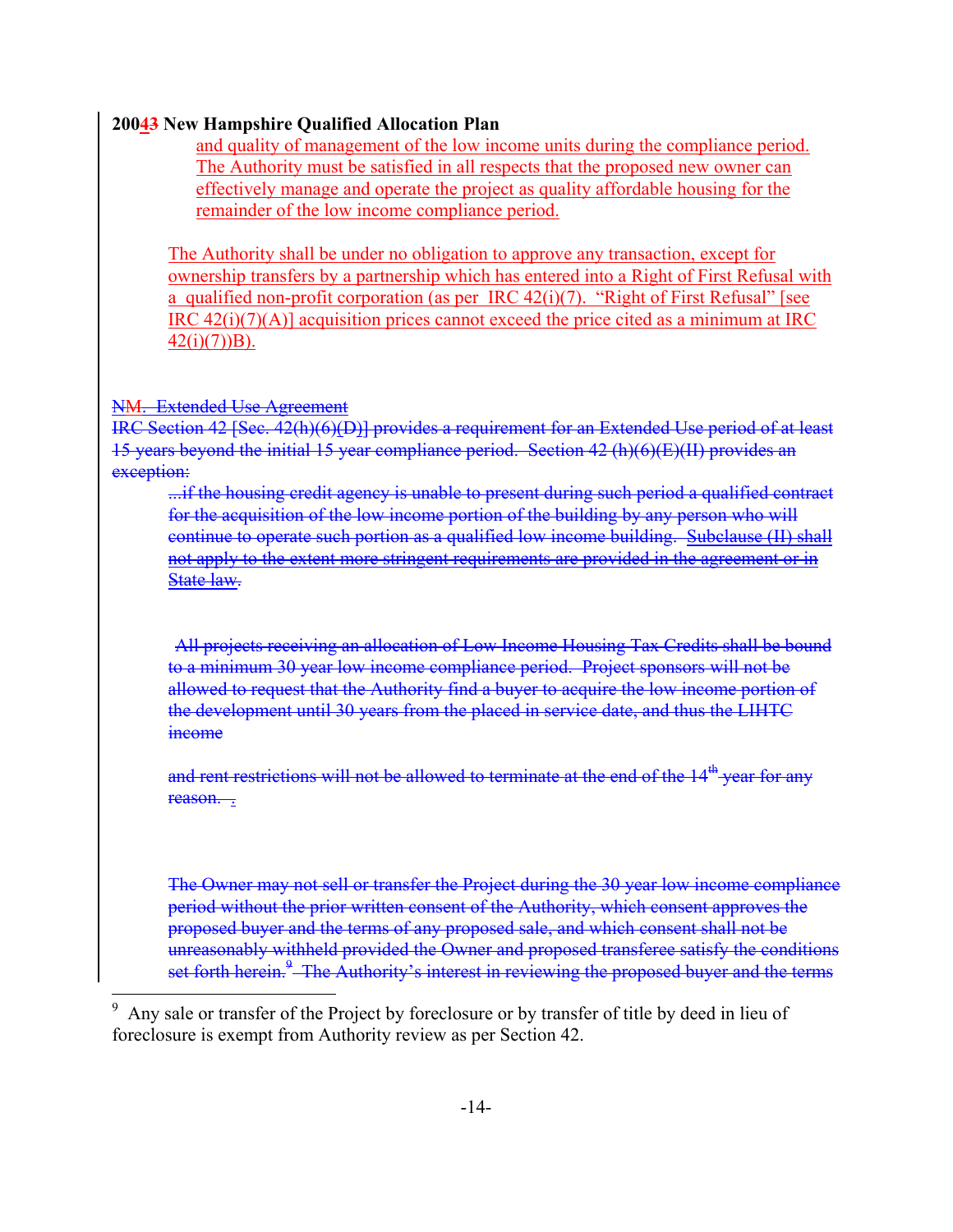and quality of management of the low income units during the compliance period. The Authority must be satisfied in all respects that the proposed new owner can effectively manage and operate the project as quality affordable housing for the remainder of the low income compliance period.

The Authority shall be under no obligation to approve any transaction, except for ownership transfers by a partnership which has entered into a Right of First Refusal with a qualified non-profit corporation (as per IRC 42(i)(7). "Right of First Refusal" [see IRC 42(i)(7)(A)] acquisition prices cannot exceed the price cited as a minimum at IRC 42(i)(7))B).

~~NM. Extended Use Agreement~~

~~IRC Section 42 [Sec. 42(h)(6)(D)] provides a requirement for an Extended Use period of at least 15 years beyond the initial 15 year compliance period. Section 42 (h)(6)(E)(II) provides an exception:~~

> ~~...if the housing credit agency is unable to present during such period a qualified contract for the acquisition of the low income portion of the building by any person who will continue to operate such portion as a qualified low income building. Subclause (II) shall not apply to the extent more stringent requirements are provided in the agreement or in State law.~~

~~All projects receiving an allocation of Low Income Housing Tax Credits shall be bound to a minimum 30 year low income compliance period. Project sponsors will not be allowed to request that the Authority find a buyer to acquire the low income portion of the development until 30 years from the placed in service date, and thus the LIHTC income~~

~~and rent restrictions will not be allowed to terminate at the end of the 14th year for any reason. .~~

~~The Owner may not sell or transfer the Project during the 30 year low income compliance period without the prior written consent of the Authority, which consent approves the proposed buyer and the terms of any proposed sale, and which consent shall not be unreasonably withheld provided the Owner and proposed transferee satisfy the conditions set forth herein.[9] The Authority's interest in reviewing the proposed buyer and the terms~~

[9] Any sale or transfer of the Project by foreclosure or by transfer of title by deed in lieu of foreclosure is exempt from Authority review as per Section 42.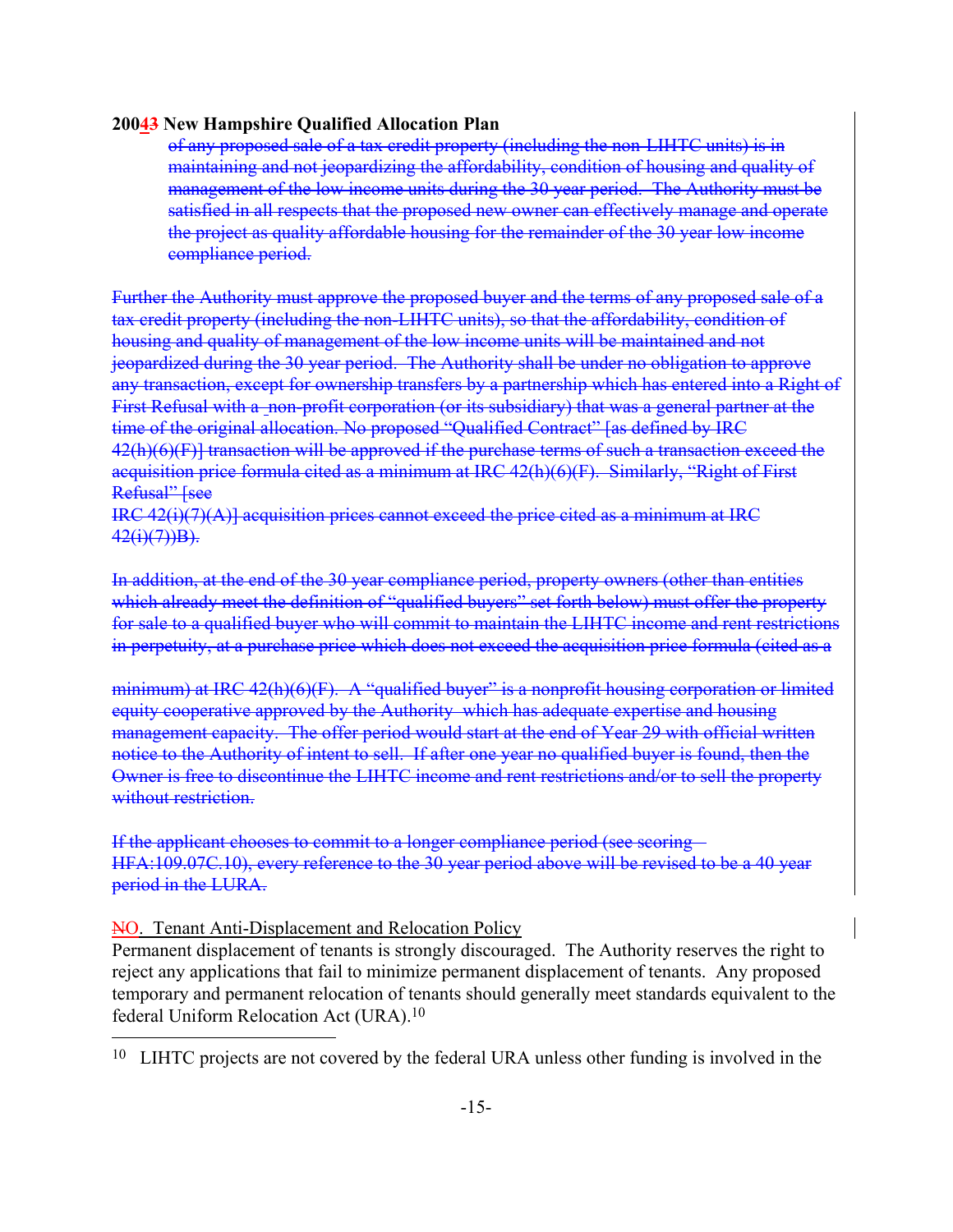of any proposed sale of a tax credit property (including the non-LIHTC units) is in maintaining and not jeopardizing the affordability, condition of housing and quality of management of the low income units during the 30 year period. The Authority must be satisfied in all respects that the proposed new owner can effectively manage and operate the project as quality affordable housing for the remainder of the 30 year low income compliance period.

Further the Authority must approve the proposed buyer and the terms of any proposed sale of a tax credit property (including the non-LIHTC units), so that the affordability, condition of housing and quality of management of the low income units will be maintained and not jeopardized during the 30 year period. The Authority shall be under no obligation to approve any transaction, except for ownership transfers by a partnership which has entered into a Right of First Refusal with a non-profit corporation (or its subsidiary) that was a general partner at the time of the original allocation. No proposed "Qualified Contract" [as defined by IRC 42(h)(6)(F)] transaction will be approved if the purchase terms of such a transaction exceed the acquisition price formula cited as a minimum at IRC 42(h)(6)(F). Similarly, "Right of First Refusal" [see IRC 42(i)(7)(A)] acquisition prices cannot exceed the price cited as a minimum at IRC 42(i)(7))B).

In addition, at the end of the 30 year compliance period, property owners (other than entities which already meet the definition of "qualified buyers" set forth below) must offer the property for sale to a qualified buyer who will commit to maintain the LIHTC income and rent restrictions in perpetuity, at a purchase price which does not exceed the acquisition price formula (cited as a minimum) at IRC 42(h)(6)(F). A "qualified buyer" is a nonprofit housing corporation or limited equity cooperative approved by the Authority which has adequate expertise and housing management capacity. The offer period would start at the end of Year 29 with official written notice to the Authority of intent to sell. If after one year no qualified buyer is found, then the Owner is free to discontinue the LIHTC income and rent restrictions and/or to sell the property without restriction.

If the applicant chooses to commit to a longer compliance period (see scoring – HFA:109.07C.10), every reference to the 30 year period above will be revised to be a 40 year period in the LURA.

NO. Tenant Anti-Displacement and Relocation Policy

Permanent displacement of tenants is strongly discouraged. The Authority reserves the right to reject any applications that fail to minimize permanent displacement of tenants. Any proposed temporary and permanent relocation of tenants should generally meet standards equivalent to the federal Uniform Relocation Act (URA).[10]

[10] LIHTC projects are not covered by the federal URA unless other funding is involved in the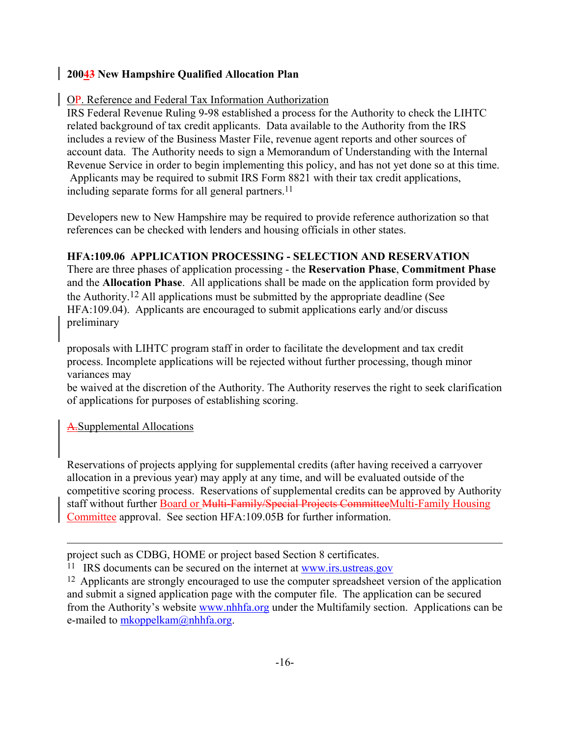**20043 New Hampshire Qualified Allocation Plan**

OP. Reference and Federal Tax Information Authorization

IRS Federal Revenue Ruling 9-98 established a process for the Authority to check the LIHTC related background of tax credit applicants. Data available to the Authority from the IRS includes a review of the Business Master File, revenue agent reports and other sources of account data. The Authority needs to sign a Memorandum of Understanding with the Internal Revenue Service in order to begin implementing this policy, and has not yet done so at this time. Applicants may be required to submit IRS Form 8821 with their tax credit applications, including separate forms for all general partners.[11]

Developers new to New Hampshire may be required to provide reference authorization so that references can be checked with lenders and housing officials in other states.

**HFA:109.06 APPLICATION PROCESSING - SELECTION AND RESERVATION**

There are three phases of application processing - the **Reservation Phase**, **Commitment Phase** and the **Allocation Phase**. All applications shall be made on the application form provided by the Authority.[12] All applications must be submitted by the appropriate deadline (See HFA:109.04). Applicants are encouraged to submit applications early and/or discuss preliminary

proposals with LIHTC program staff in order to facilitate the development and tax credit process. Incomplete applications will be rejected without further processing, though minor variances may

be waived at the discretion of the Authority. The Authority reserves the right to seek clarification of applications for purposes of establishing scoring.

~~A.~~Supplemental Allocations

Reservations of projects applying for supplemental credits (after having received a carryover allocation in a previous year) may apply at any time, and will be evaluated outside of the competitive scoring process. Reservations of supplemental credits can be approved by Authority staff without further Board or ~~Multi-Family/Special Projects Committee~~Multi-Family Housing Committee approval. See section HFA:109.05B for further information.

---

project such as CDBG, HOME or project based Section 8 certificates.

[11] IRS documents can be secured on the internet at www.irs.ustreas.gov

[12] Applicants are strongly encouraged to use the computer spreadsheet version of the application and submit a signed application page with the computer file. The application can be secured from the Authority's website www.nhhfa.org under the Multifamily section. Applications can be e-mailed to mkoppelkam@nhhfa.org.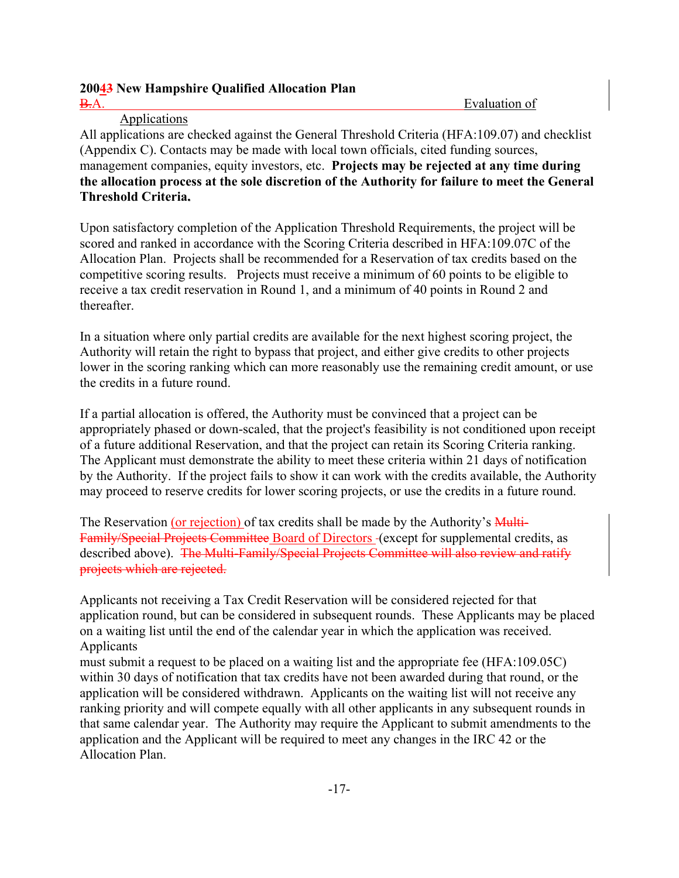**20043 New Hampshire Qualified Allocation Plan**

B.A. Evaluation of Applications

All applications are checked against the General Threshold Criteria (HFA:109.07) and checklist (Appendix C). Contacts may be made with local town officials, cited funding sources, management companies, equity investors, etc. **Projects may be rejected at any time during the allocation process at the sole discretion of the Authority for failure to meet the General Threshold Criteria.**

Upon satisfactory completion of the Application Threshold Requirements, the project will be scored and ranked in accordance with the Scoring Criteria described in HFA:109.07C of the Allocation Plan. Projects shall be recommended for a Reservation of tax credits based on the competitive scoring results. Projects must receive a minimum of 60 points to be eligible to receive a tax credit reservation in Round 1, and a minimum of 40 points in Round 2 and thereafter.

In a situation where only partial credits are available for the next highest scoring project, the Authority will retain the right to bypass that project, and either give credits to other projects lower in the scoring ranking which can more reasonably use the remaining credit amount, or use the credits in a future round.

If a partial allocation is offered, the Authority must be convinced that a project can be appropriately phased or down-scaled, that the project's feasibility is not conditioned upon receipt of a future additional Reservation, and that the project can retain its Scoring Criteria ranking. The Applicant must demonstrate the ability to meet these criteria within 21 days of notification by the Authority. If the project fails to show it can work with the credits available, the Authority may proceed to reserve credits for lower scoring projects, or use the credits in a future round.

The Reservation (or rejection) of tax credits shall be made by the Authority's ~~Multi-Family/Special Projects Committee~~ Board of Directors (except for supplemental credits, as described above). ~~The Multi-Family/Special Projects Committee will also review and ratify projects which are rejected.~~

Applicants not receiving a Tax Credit Reservation will be considered rejected for that application round, but can be considered in subsequent rounds. These Applicants may be placed on a waiting list until the end of the calendar year in which the application was received. Applicants must submit a request to be placed on a waiting list and the appropriate fee (HFA:109.05C) within 30 days of notification that tax credits have not been awarded during that round, or the application will be considered withdrawn. Applicants on the waiting list will not receive any ranking priority and will compete equally with all other applicants in any subsequent rounds in that same calendar year. The Authority may require the Applicant to submit amendments to the application and the Applicant will be required to meet any changes in the IRC 42 or the Allocation Plan.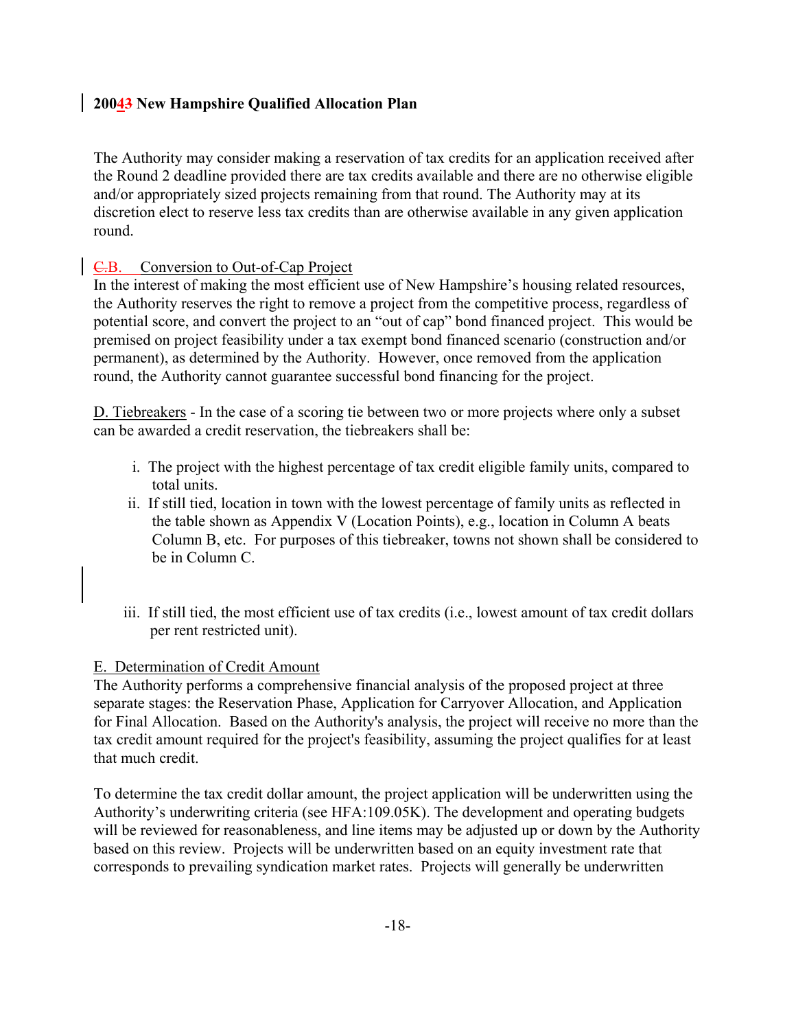The Authority may consider making a reservation of tax credits for an application received after the Round 2 deadline provided there are tax credits available and there are no otherwise eligible and/or appropriately sized projects remaining from that round. The Authority may at its discretion elect to reserve less tax credits than are otherwise available in any given application round.

~~C.~~B. Conversion to Out-of-Cap Project

In the interest of making the most efficient use of New Hampshire's housing related resources, the Authority reserves the right to remove a project from the competitive process, regardless of potential score, and convert the project to an "out of cap" bond financed project. This would be premised on project feasibility under a tax exempt bond financed scenario (construction and/or permanent), as determined by the Authority. However, once removed from the application round, the Authority cannot guarantee successful bond financing for the project.

D. Tiebreakers - In the case of a scoring tie between two or more projects where only a subset can be awarded a credit reservation, the tiebreakers shall be:

i. The project with the highest percentage of tax credit eligible family units, compared to total units.

ii. If still tied, location in town with the lowest percentage of family units as reflected in the table shown as Appendix V (Location Points), e.g., location in Column A beats Column B, etc. For purposes of this tiebreaker, towns not shown shall be considered to be in Column C.

iii. If still tied, the most efficient use of tax credits (i.e., lowest amount of tax credit dollars per rent restricted unit).

E. Determination of Credit Amount

The Authority performs a comprehensive financial analysis of the proposed project at three separate stages: the Reservation Phase, Application for Carryover Allocation, and Application for Final Allocation. Based on the Authority's analysis, the project will receive no more than the tax credit amount required for the project's feasibility, assuming the project qualifies for at least that much credit.

To determine the tax credit dollar amount, the project application will be underwritten using the Authority's underwriting criteria (see HFA:109.05K). The development and operating budgets will be reviewed for reasonableness, and line items may be adjusted up or down by the Authority based on this review. Projects will be underwritten based on an equity investment rate that corresponds to prevailing syndication market rates. Projects will generally be underwritten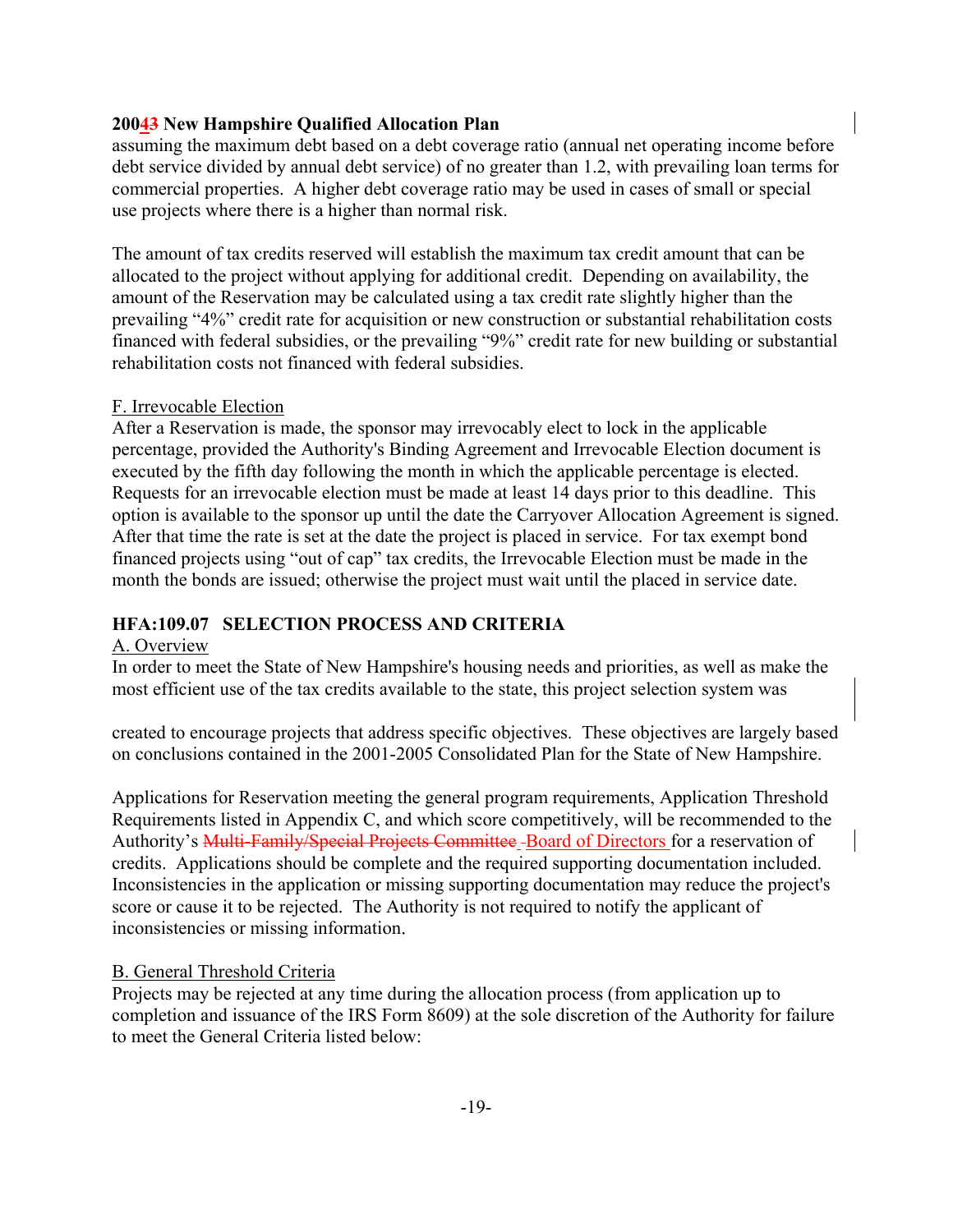assuming the maximum debt based on a debt coverage ratio (annual net operating income before debt service divided by annual debt service) of no greater than 1.2, with prevailing loan terms for commercial properties. A higher debt coverage ratio may be used in cases of small or special use projects where there is a higher than normal risk.

The amount of tax credits reserved will establish the maximum tax credit amount that can be allocated to the project without applying for additional credit. Depending on availability, the amount of the Reservation may be calculated using a tax credit rate slightly higher than the prevailing "4%" credit rate for acquisition or new construction or substantial rehabilitation costs financed with federal subsidies, or the prevailing "9%" credit rate for new building or substantial rehabilitation costs not financed with federal subsidies.

F. Irrevocable Election

After a Reservation is made, the sponsor may irrevocably elect to lock in the applicable percentage, provided the Authority's Binding Agreement and Irrevocable Election document is executed by the fifth day following the month in which the applicable percentage is elected. Requests for an irrevocable election must be made at least 14 days prior to this deadline. This option is available to the sponsor up until the date the Carryover Allocation Agreement is signed. After that time the rate is set at the date the project is placed in service. For tax exempt bond financed projects using "out of cap" tax credits, the Irrevocable Election must be made in the month the bonds are issued; otherwise the project must wait until the placed in service date.

## HFA:109.07 SELECTION PROCESS AND CRITERIA

A. Overview

In order to meet the State of New Hampshire's housing needs and priorities, as well as make the most efficient use of the tax credits available to the state, this project selection system was created to encourage projects that address specific objectives. These objectives are largely based on conclusions contained in the 2001-2005 Consolidated Plan for the State of New Hampshire.

Applications for Reservation meeting the general program requirements, Application Threshold Requirements listed in Appendix C, and which score competitively, will be recommended to the Authority's ~~Multi-Family/Special Projects Committee~~ Board of Directors for a reservation of credits. Applications should be complete and the required supporting documentation included. Inconsistencies in the application or missing supporting documentation may reduce the project's score or cause it to be rejected. The Authority is not required to notify the applicant of inconsistencies or missing information.

B. General Threshold Criteria

Projects may be rejected at any time during the allocation process (from application up to completion and issuance of the IRS Form 8609) at the sole discretion of the Authority for failure to meet the General Criteria listed below: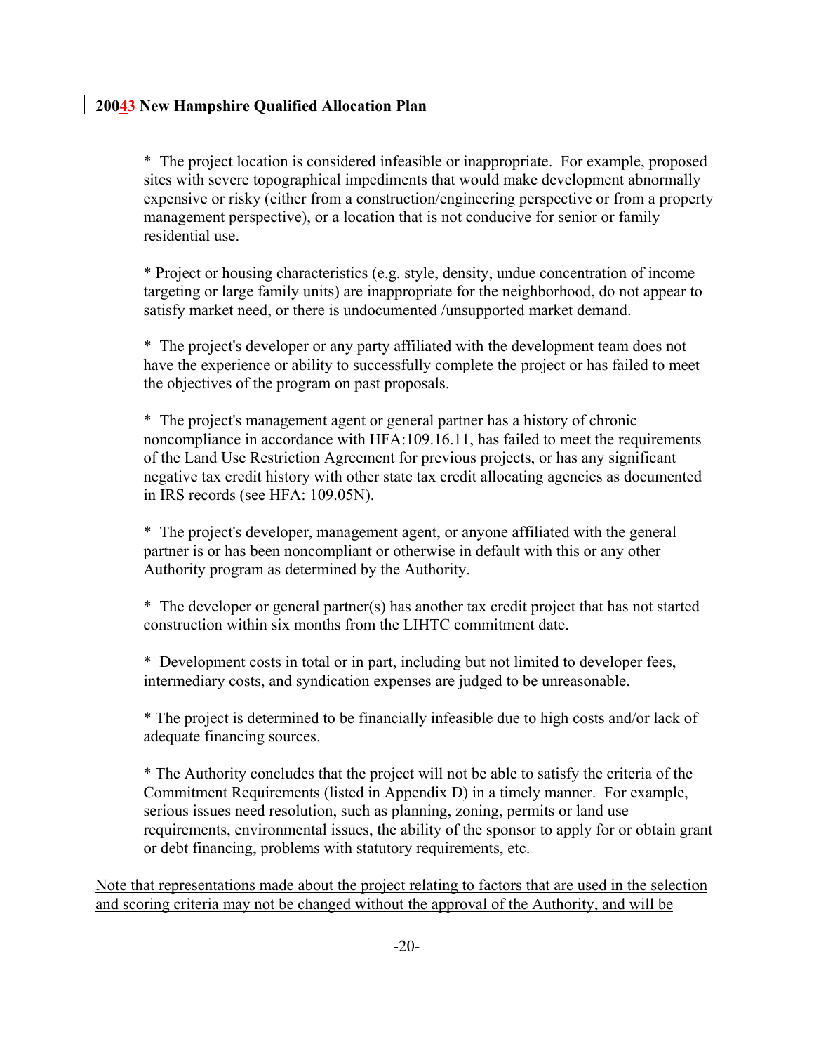* The project location is considered infeasible or inappropriate. For example, proposed sites with severe topographical impediments that would make development abnormally expensive or risky (either from a construction/engineering perspective or from a property management perspective), or a location that is not conducive for senior or family residential use.

* Project or housing characteristics (e.g. style, density, undue concentration of income targeting or large family units) are inappropriate for the neighborhood, do not appear to satisfy market need, or there is undocumented /unsupported market demand.

* The project's developer or any party affiliated with the development team does not have the experience or ability to successfully complete the project or has failed to meet the objectives of the program on past proposals.

* The project's management agent or general partner has a history of chronic noncompliance in accordance with HFA:109.16.11, has failed to meet the requirements of the Land Use Restriction Agreement for previous projects, or has any significant negative tax credit history with other state tax credit allocating agencies as documented in IRS records (see HFA: 109.05N).

* The project's developer, management agent, or anyone affiliated with the general partner is or has been noncompliant or otherwise in default with this or any other Authority program as determined by the Authority.

* The developer or general partner(s) has another tax credit project that has not started construction within six months from the LIHTC commitment date.

* Development costs in total or in part, including but not limited to developer fees, intermediary costs, and syndication expenses are judged to be unreasonable.

* The project is determined to be financially infeasible due to high costs and/or lack of adequate financing sources.

* The Authority concludes that the project will not be able to satisfy the criteria of the Commitment Requirements (listed in Appendix D) in a timely manner. For example, serious issues need resolution, such as planning, zoning, permits or land use requirements, environmental issues, the ability of the sponsor to apply for or obtain grant or debt financing, problems with statutory requirements, etc.

Note that representations made about the project relating to factors that are used in the selection and scoring criteria may not be changed without the approval of the Authority, and will be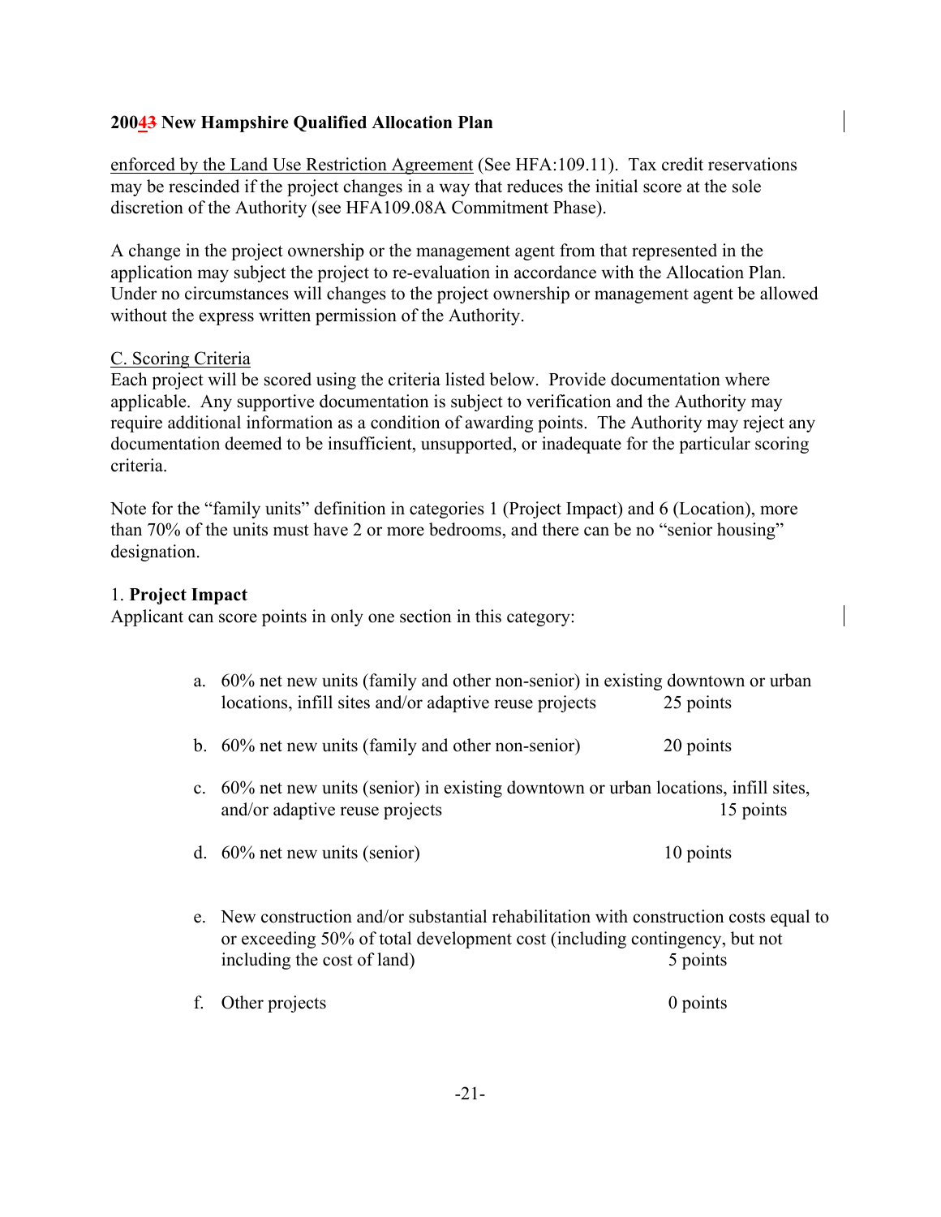enforced by the Land Use Restriction Agreement (See HFA:109.11). Tax credit reservations may be rescinded if the project changes in a way that reduces the initial score at the sole discretion of the Authority (see HFA109.08A Commitment Phase).

A change in the project ownership or the management agent from that represented in the application may subject the project to re-evaluation in accordance with the Allocation Plan. Under no circumstances will changes to the project ownership or management agent be allowed without the express written permission of the Authority.

C. Scoring Criteria

Each project will be scored using the criteria listed below. Provide documentation where applicable. Any supportive documentation is subject to verification and the Authority may require additional information as a condition of awarding points. The Authority may reject any documentation deemed to be insufficient, unsupported, or inadequate for the particular scoring criteria.

Note for the "family units" definition in categories 1 (Project Impact) and 6 (Location), more than 70% of the units must have 2 or more bedrooms, and there can be no "senior housing" designation.

1. **Project Impact**

Applicant can score points in only one section in this category:

a. 60% net new units (family and other non-senior) in existing downtown or urban locations, infill sites and/or adaptive reuse projects — 25 points

b. 60% net new units (family and other non-senior) — 20 points

c. 60% net new units (senior) in existing downtown or urban locations, infill sites, and/or adaptive reuse projects — 15 points

d. 60% net new units (senior) — 10 points

e. New construction and/or substantial rehabilitation with construction costs equal to or exceeding 50% of total development cost (including contingency, but not including the cost of land) — 5 points

f. Other projects — 0 points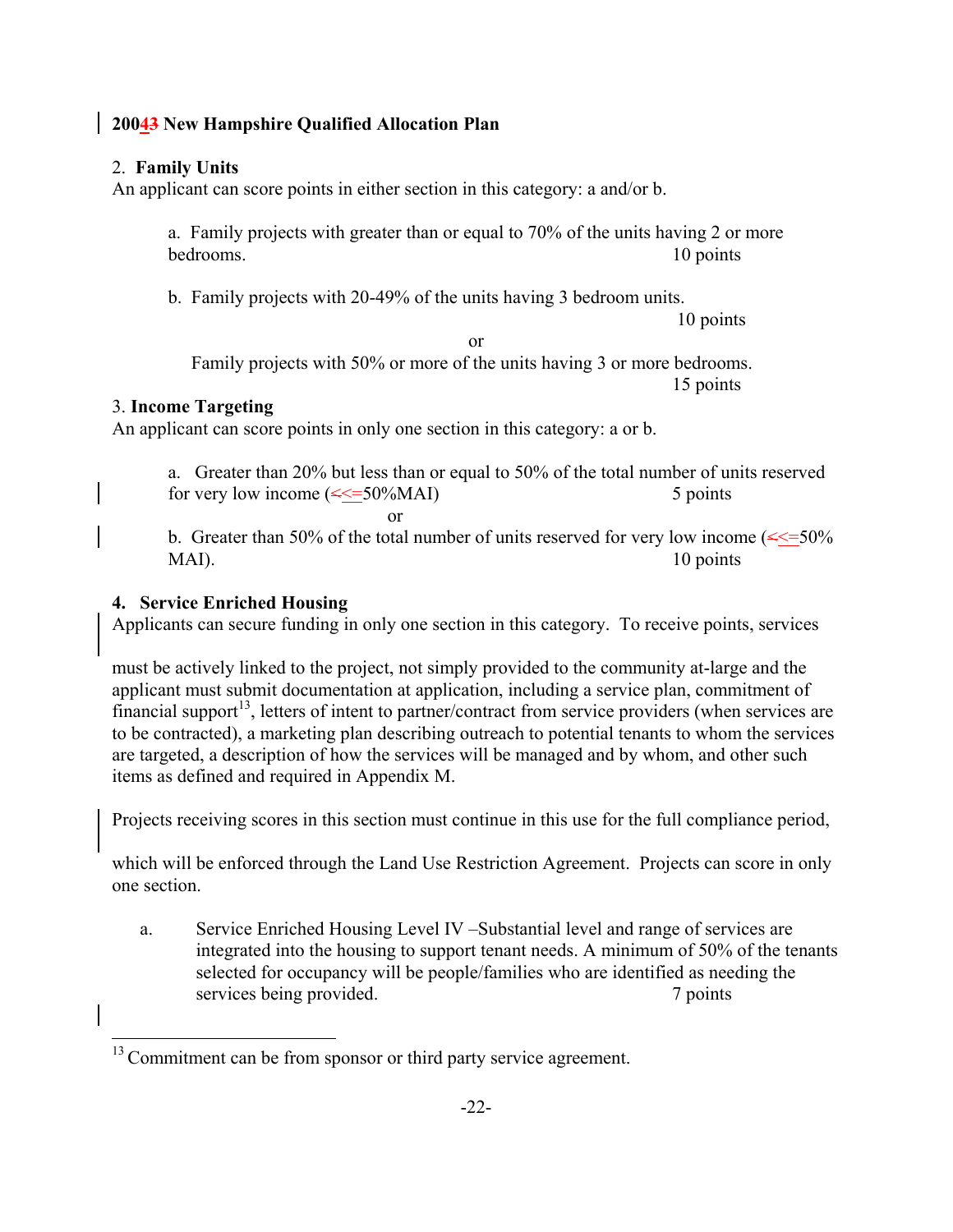**20043 New Hampshire Qualified Allocation Plan**

2. **Family Units**
An applicant can score points in either section in this category: a and/or b.

> a. Family projects with greater than or equal to 70% of the units having 2 or more bedrooms. 10 points
>
> b. Family projects with 20-49% of the units having 3 bedroom units. 10 points
>
> or
>
> Family projects with 50% or more of the units having 3 or more bedrooms. 15 points

3. **Income Targeting**
An applicant can score points in only one section in this category: a or b.

> a. Greater than 20% but less than or equal to 50% of the total number of units reserved for very low income (<<=50%MAI) 5 points
>
> or
>
> b. Greater than 50% of the total number of units reserved for very low income (<<=50% MAI). 10 points

**4. Service Enriched Housing**
Applicants can secure funding in only one section in this category. To receive points, services must be actively linked to the project, not simply provided to the community at-large and the applicant must submit documentation at application, including a service plan, commitment of financial support[13], letters of intent to partner/contract from service providers (when services are to be contracted), a marketing plan describing outreach to potential tenants to whom the services are targeted, a description of how the services will be managed and by whom, and other such items as defined and required in Appendix M.

Projects receiving scores in this section must continue in this use for the full compliance period, which will be enforced through the Land Use Restriction Agreement. Projects can score in only one section.

> a. Service Enriched Housing Level IV –Substantial level and range of services are integrated into the housing to support tenant needs. A minimum of 50% of the tenants selected for occupancy will be people/families who are identified as needing the services being provided. 7 points

[13] Commitment can be from sponsor or third party service agreement.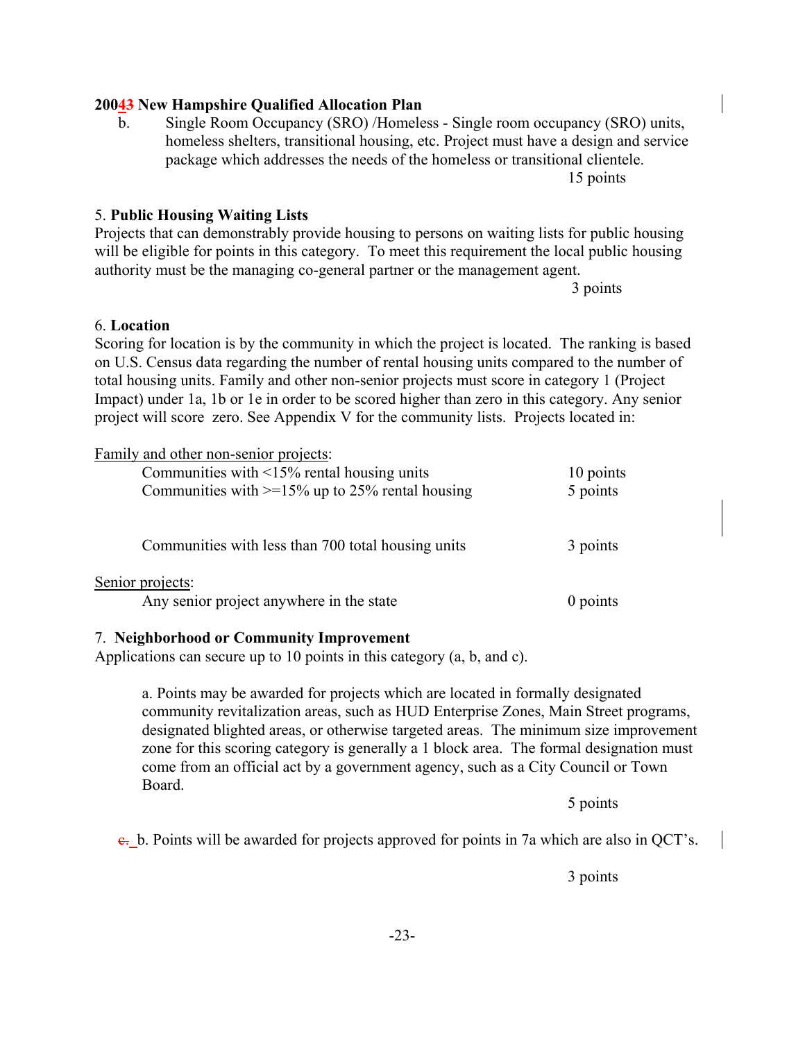**20043 New Hampshire Qualified Allocation Plan**

b. Single Room Occupancy (SRO) /Homeless - Single room occupancy (SRO) units, homeless shelters, transitional housing, etc. Project must have a design and service package which addresses the needs of the homeless or transitional clientele.

15 points

5. **Public Housing Waiting Lists**

Projects that can demonstrably provide housing to persons on waiting lists for public housing will be eligible for points in this category. To meet this requirement the local public housing authority must be the managing co-general partner or the management agent.

3 points

6. **Location**

Scoring for location is by the community in which the project is located. The ranking is based on U.S. Census data regarding the number of rental housing units compared to the number of total housing units. Family and other non-senior projects must score in category 1 (Project Impact) under 1a, 1b or 1e in order to be scored higher than zero in this category. Any senior project will score zero. See Appendix V for the community lists. Projects located in:

Family and other non-senior projects:

| | |
|---|---|
| Communities with <15% rental housing units | 10 points |
| Communities with >=15% up to 25% rental housing | 5 points |
| Communities with less than 700 total housing units | 3 points |

Senior projects:

| | |
|---|---|
| Any senior project anywhere in the state | 0 points |

7. **Neighborhood or Community Improvement**

Applications can secure up to 10 points in this category (a, b, and c).

a. Points may be awarded for projects which are located in formally designated community revitalization areas, such as HUD Enterprise Zones, Main Street programs, designated blighted areas, or otherwise targeted areas. The minimum size improvement zone for this scoring category is generally a 1 block area. The formal designation must come from an official act by a government agency, such as a City Council or Town Board.

5 points

c. b. Points will be awarded for projects approved for points in 7a which are also in QCT's.

3 points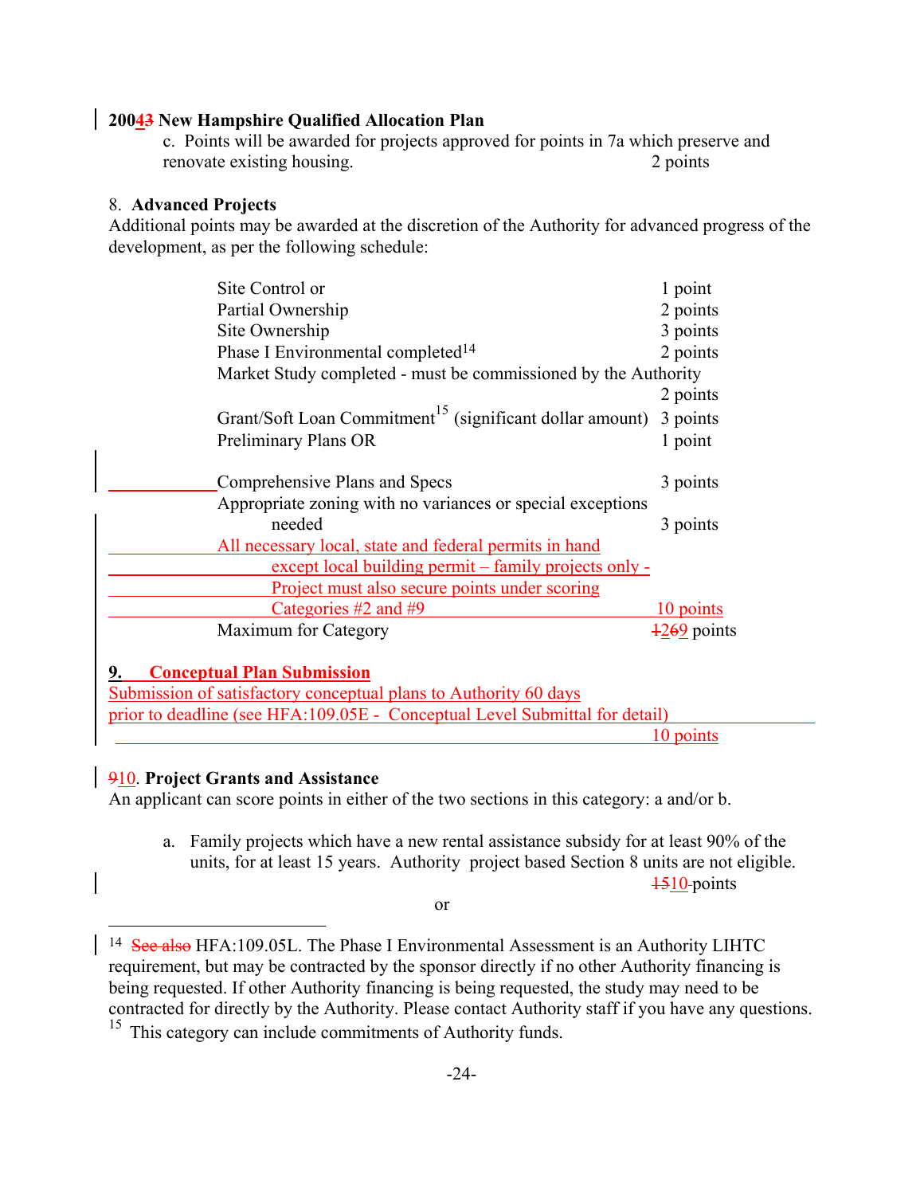**20043 New Hampshire Qualified Allocation Plan**

c. Points will be awarded for projects approved for points in 7a which preserve and renovate existing housing. 2 points

8. **Advanced Projects**

Additional points may be awarded at the discretion of the Authority for advanced progress of the development, as per the following schedule:

| | |
|---|---|
| Site Control or | 1 point |
| Partial Ownership | 2 points |
| Site Ownership | 3 points |
| Phase I Environmental completed[14] | 2 points |
| Market Study completed - must be commissioned by the Authority | 2 points |
| Grant/Soft Loan Commitment[15] (significant dollar amount) | 3 points |
| Preliminary Plans OR | 1 point |
| Comprehensive Plans and Specs | 3 points |
| Appropriate zoning with no variances or special exceptions needed | 3 points |
| All necessary local, state and federal permits in hand except local building permit – family projects only - Project must also secure points under scoring Categories #2 and #9 | 10 points |
| Maximum for Category | 1269 points |

**9. Conceptual Plan Submission**

Submission of satisfactory conceptual plans to Authority 60 days prior to deadline (see HFA:109.05E - Conceptual Level Submittal for detail) 10 points

910. **Project Grants and Assistance**

An applicant can score points in either of the two sections in this category: a and/or b.

a. Family projects which have a new rental assistance subsidy for at least 90% of the units, for at least 15 years. Authority project based Section 8 units are not eligible. 1510 points

or

---

[14] See also HFA:109.05L. The Phase I Environmental Assessment is an Authority LIHTC requirement, but may be contracted by the sponsor directly if no other Authority financing is being requested. If other Authority financing is being requested, the study may need to be contracted for directly by the Authority. Please contact Authority staff if you have any questions.

[15] This category can include commitments of Authority funds.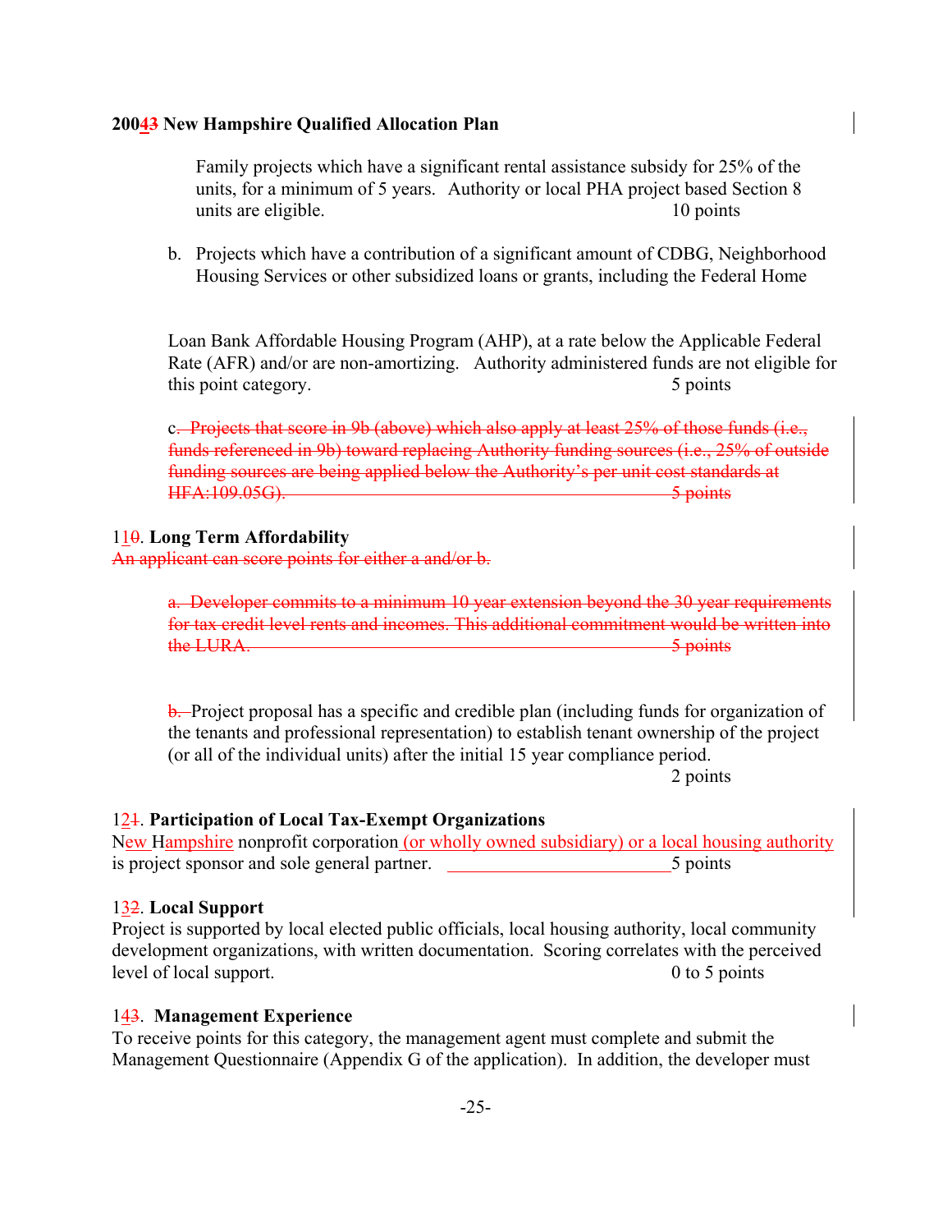Family projects which have a significant rental assistance subsidy for 25% of the units, for a minimum of 5 years. Authority or local PHA project based Section 8 units are eligible. 10 points

b. Projects which have a contribution of a significant amount of CDBG, Neighborhood Housing Services or other subsidized loans or grants, including the Federal Home Loan Bank Affordable Housing Program (AHP), at a rate below the Applicable Federal Rate (AFR) and/or are non-amortizing. Authority administered funds are not eligible for this point category. 5 points

c. ~~Projects that score in 9b (above) which also apply at least 25% of those funds (i.e., funds referenced in 9b) toward replacing Authority funding sources (i.e., 25% of outside funding sources are being applied below the Authority's per unit cost standards at HFA:109.05G). 5 points~~

**1~~0~~1. Long Term Affordability**

~~An applicant can score points for either a and/or b.~~

~~a. Developer commits to a minimum 10 year extension beyond the 30 year requirements for tax credit level rents and incomes. This additional commitment would be written into the LURA. 5 points~~

~~b.~~ Project proposal has a specific and credible plan (including funds for organization of the tenants and professional representation) to establish tenant ownership of the project (or all of the individual units) after the initial 15 year compliance period. 2 points

**1~~1~~2. Participation of Local Tax-Exempt Organizations**

New Hampshire nonprofit corporation (or wholly owned subsidiary) or a local housing authority is project sponsor and sole general partner. \_\_\_\_\_\_\_\_\_\_\_\_\_\_\_\_\_\_\_\_\_\_\_\_5 points

**1~~2~~3. Local Support**

Project is supported by local elected public officials, local housing authority, local community development organizations, with written documentation. Scoring correlates with the perceived level of local support. 0 to 5 points

**1~~3~~4. Management Experience**

To receive points for this category, the management agent must complete and submit the Management Questionnaire (Appendix G of the application). In addition, the developer must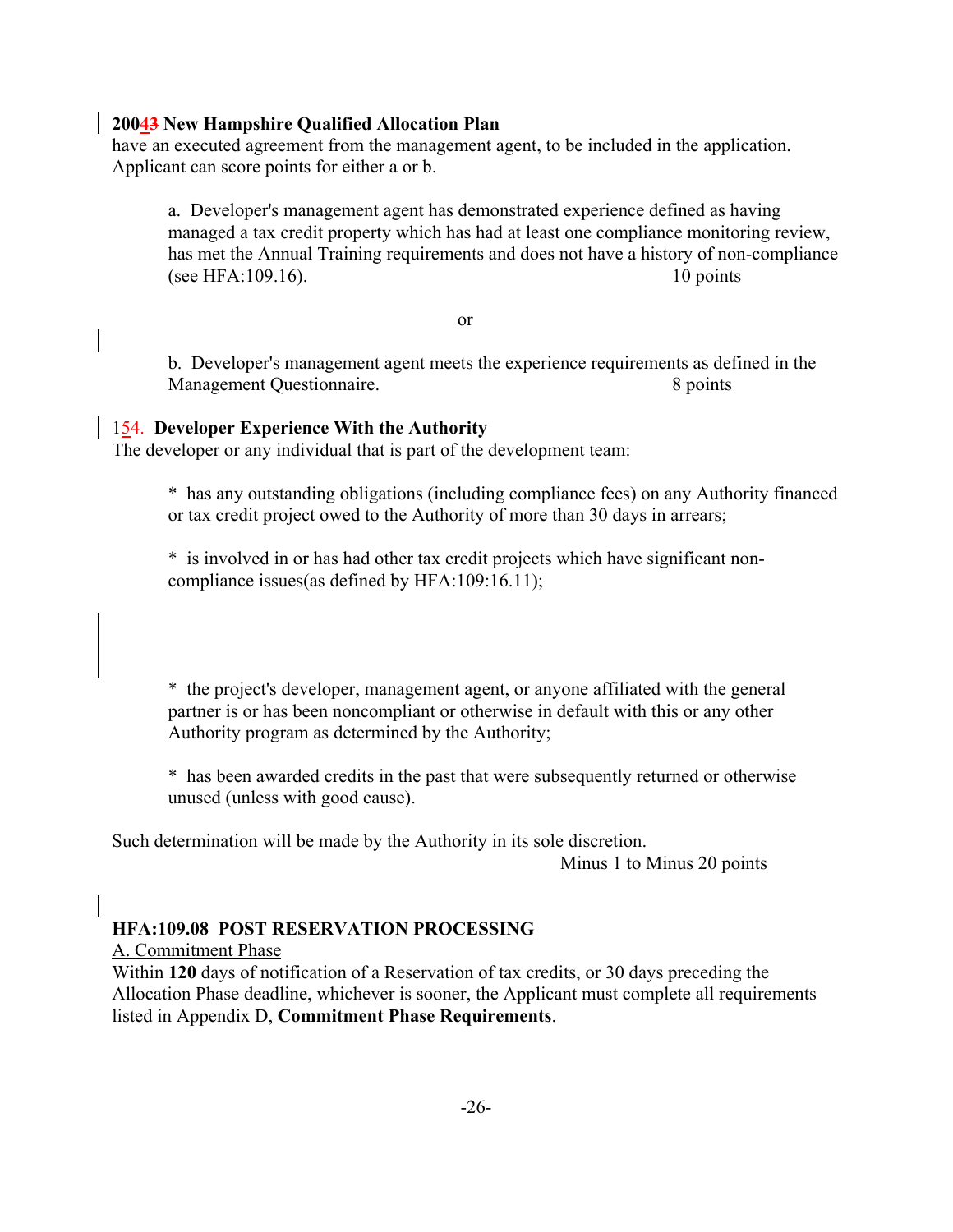have an executed agreement from the management agent, to be included in the application. Applicant can score points for either a or b.

a. Developer's management agent has demonstrated experience defined as having managed a tax credit property which has had at least one compliance monitoring review, has met the Annual Training requirements and does not have a history of non-compliance (see HFA:109.16). 10 points

or

b. Developer's management agent meets the experience requirements as defined in the Management Questionnaire. 8 points

**154. Developer Experience With the Authority**

The developer or any individual that is part of the development team:

* has any outstanding obligations (including compliance fees) on any Authority financed or tax credit project owed to the Authority of more than 30 days in arrears;

* is involved in or has had other tax credit projects which have significant non-compliance issues(as defined by HFA:109:16.11);

* the project's developer, management agent, or anyone affiliated with the general partner is or has been noncompliant or otherwise in default with this or any other Authority program as determined by the Authority;

* has been awarded credits in the past that were subsequently returned or otherwise unused (unless with good cause).

Such determination will be made by the Authority in its sole discretion.

Minus 1 to Minus 20 points

## HFA:109.08 POST RESERVATION PROCESSING

A. Commitment Phase

Within **120** days of notification of a Reservation of tax credits, or 30 days preceding the Allocation Phase deadline, whichever is sooner, the Applicant must complete all requirements listed in Appendix D, **Commitment Phase Requirements**.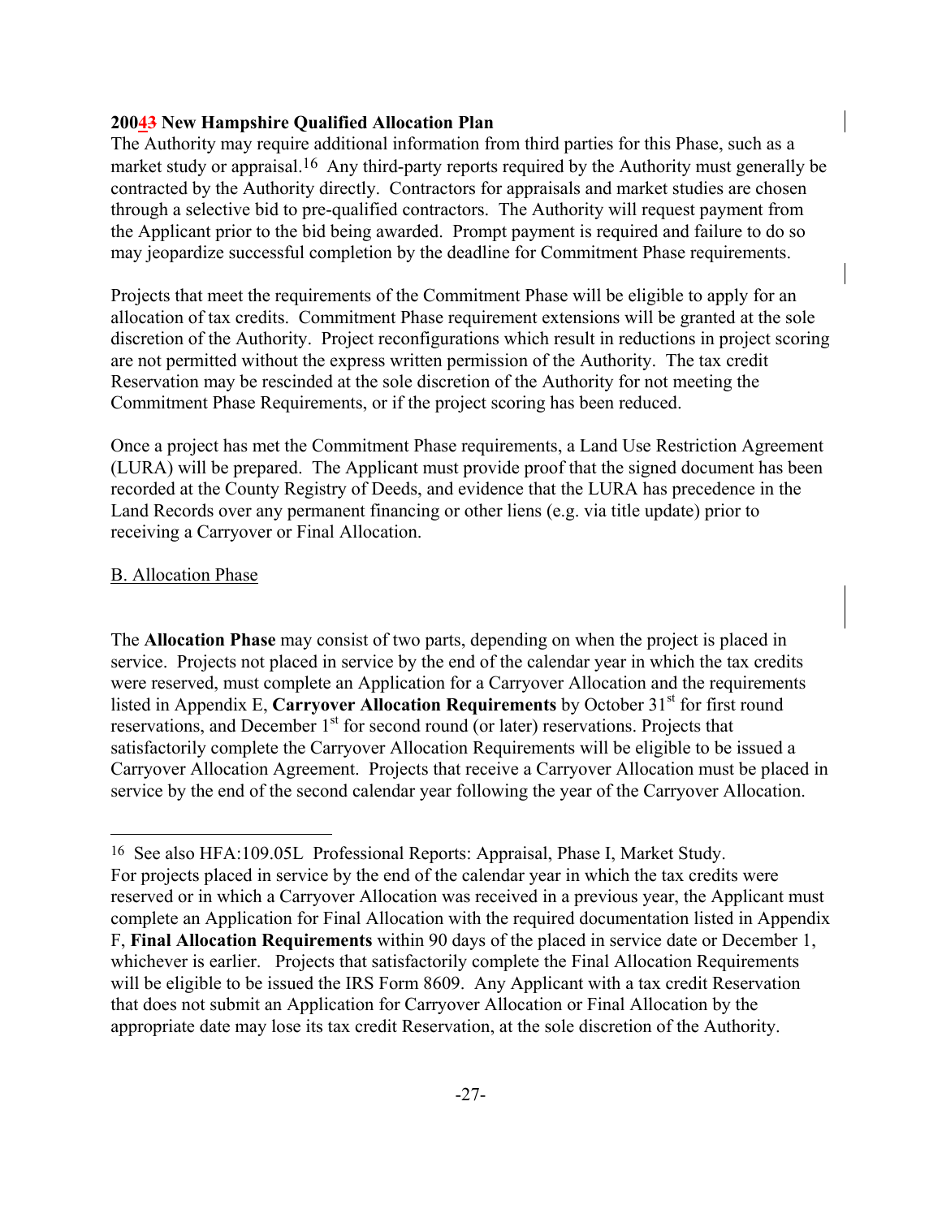The Authority may require additional information from third parties for this Phase, such as a market study or appraisal.[16] Any third-party reports required by the Authority must generally be contracted by the Authority directly. Contractors for appraisals and market studies are chosen through a selective bid to pre-qualified contractors. The Authority will request payment from the Applicant prior to the bid being awarded. Prompt payment is required and failure to do so may jeopardize successful completion by the deadline for Commitment Phase requirements.

Projects that meet the requirements of the Commitment Phase will be eligible to apply for an allocation of tax credits. Commitment Phase requirement extensions will be granted at the sole discretion of the Authority. Project reconfigurations which result in reductions in project scoring are not permitted without the express written permission of the Authority. The tax credit Reservation may be rescinded at the sole discretion of the Authority for not meeting the Commitment Phase Requirements, or if the project scoring has been reduced.

Once a project has met the Commitment Phase requirements, a Land Use Restriction Agreement (LURA) will be prepared. The Applicant must provide proof that the signed document has been recorded at the County Registry of Deeds, and evidence that the LURA has precedence in the Land Records over any permanent financing or other liens (e.g. via title update) prior to receiving a Carryover or Final Allocation.

B. Allocation Phase

The **Allocation Phase** may consist of two parts, depending on when the project is placed in service. Projects not placed in service by the end of the calendar year in which the tax credits were reserved, must complete an Application for a Carryover Allocation and the requirements listed in Appendix E, **Carryover Allocation Requirements** by October 31st for first round reservations, and December 1st for second round (or later) reservations. Projects that satisfactorily complete the Carryover Allocation Requirements will be eligible to be issued a Carryover Allocation Agreement. Projects that receive a Carryover Allocation must be placed in service by the end of the second calendar year following the year of the Carryover Allocation.

---

[16] See also HFA:109.05L Professional Reports: Appraisal, Phase I, Market Study.

For projects placed in service by the end of the calendar year in which the tax credits were reserved or in which a Carryover Allocation was received in a previous year, the Applicant must complete an Application for Final Allocation with the required documentation listed in Appendix F, **Final Allocation Requirements** within 90 days of the placed in service date or December 1, whichever is earlier. Projects that satisfactorily complete the Final Allocation Requirements will be eligible to be issued the IRS Form 8609. Any Applicant with a tax credit Reservation that does not submit an Application for Carryover Allocation or Final Allocation by the appropriate date may lose its tax credit Reservation, at the sole discretion of the Authority.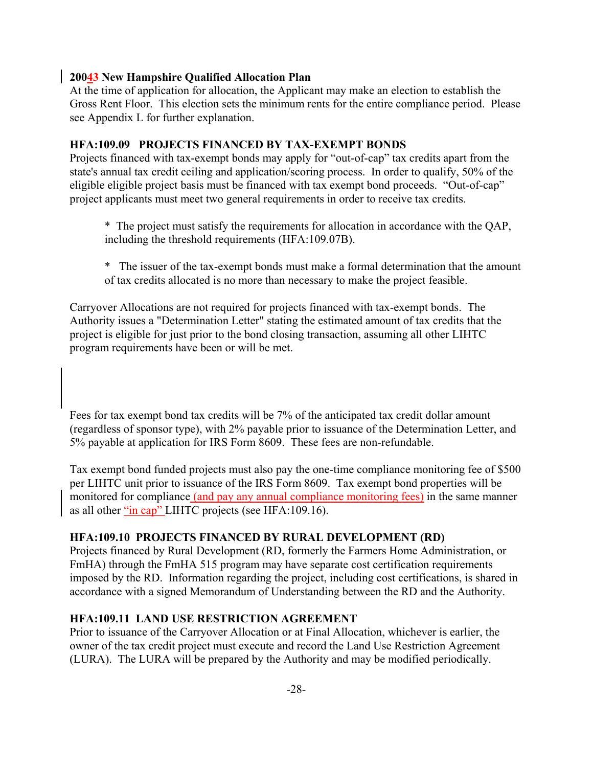At the time of application for allocation, the Applicant may make an election to establish the Gross Rent Floor. This election sets the minimum rents for the entire compliance period. Please see Appendix L for further explanation.

### HFA:109.09 PROJECTS FINANCED BY TAX-EXEMPT BONDS

Projects financed with tax-exempt bonds may apply for "out-of-cap" tax credits apart from the state's annual tax credit ceiling and application/scoring process. In order to qualify, 50% of the eligible eligible project basis must be financed with tax exempt bond proceeds. "Out-of-cap" project applicants must meet two general requirements in order to receive tax credits.

> * The project must satisfy the requirements for allocation in accordance with the QAP, including the threshold requirements (HFA:109.07B).
>
> * The issuer of the tax-exempt bonds must make a formal determination that the amount of tax credits allocated is no more than necessary to make the project feasible.

Carryover Allocations are not required for projects financed with tax-exempt bonds. The Authority issues a "Determination Letter" stating the estimated amount of tax credits that the project is eligible for just prior to the bond closing transaction, assuming all other LIHTC program requirements have been or will be met.

Fees for tax exempt bond tax credits will be 7% of the anticipated tax credit dollar amount (regardless of sponsor type), with 2% payable prior to issuance of the Determination Letter, and 5% payable at application for IRS Form 8609. These fees are non-refundable.

Tax exempt bond funded projects must also pay the one-time compliance monitoring fee of $500 per LIHTC unit prior to issuance of the IRS Form 8609. Tax exempt bond properties will be monitored for compliance (and pay any annual compliance monitoring fees) in the same manner as all other "in cap" LIHTC projects (see HFA:109.16).

### HFA:109.10 PROJECTS FINANCED BY RURAL DEVELOPMENT (RD)

Projects financed by Rural Development (RD, formerly the Farmers Home Administration, or FmHA) through the FmHA 515 program may have separate cost certification requirements imposed by the RD. Information regarding the project, including cost certifications, is shared in accordance with a signed Memorandum of Understanding between the RD and the Authority.

### HFA:109.11 LAND USE RESTRICTION AGREEMENT

Prior to issuance of the Carryover Allocation or at Final Allocation, whichever is earlier, the owner of the tax credit project must execute and record the Land Use Restriction Agreement (LURA). The LURA will be prepared by the Authority and may be modified periodically.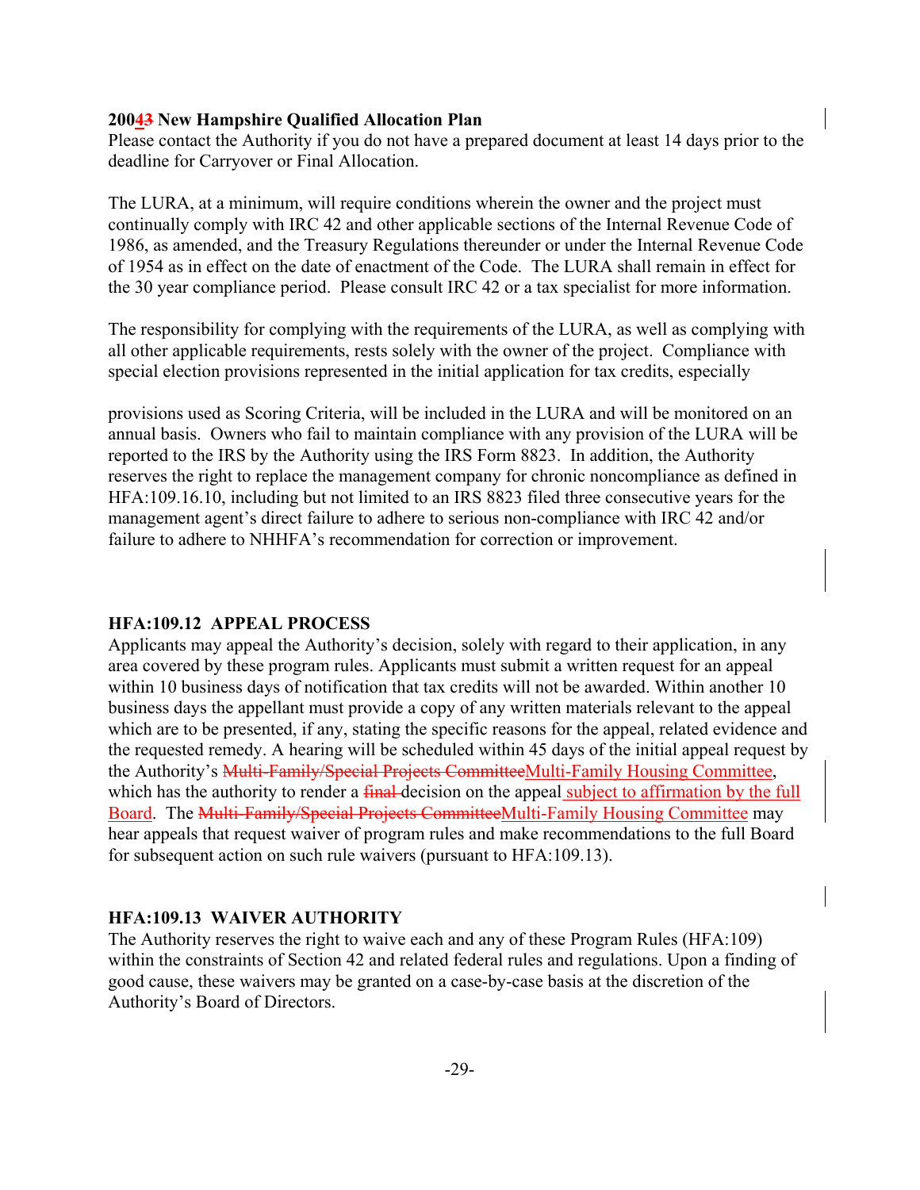**20043 New Hampshire Qualified Allocation Plan**

Please contact the Authority if you do not have a prepared document at least 14 days prior to the deadline for Carryover or Final Allocation.

The LURA, at a minimum, will require conditions wherein the owner and the project must continually comply with IRC 42 and other applicable sections of the Internal Revenue Code of 1986, as amended, and the Treasury Regulations thereunder or under the Internal Revenue Code of 1954 as in effect on the date of enactment of the Code. The LURA shall remain in effect for the 30 year compliance period. Please consult IRC 42 or a tax specialist for more information.

The responsibility for complying with the requirements of the LURA, as well as complying with all other applicable requirements, rests solely with the owner of the project. Compliance with special election provisions represented in the initial application for tax credits, especially provisions used as Scoring Criteria, will be included in the LURA and will be monitored on an annual basis. Owners who fail to maintain compliance with any provision of the LURA will be reported to the IRS by the Authority using the IRS Form 8823. In addition, the Authority reserves the right to replace the management company for chronic noncompliance as defined in HFA:109.16.10, including but not limited to an IRS 8823 filed three consecutive years for the management agent's direct failure to adhere to serious non-compliance with IRC 42 and/or failure to adhere to NHHFA's recommendation for correction or improvement.

### HFA:109.12 APPEAL PROCESS

Applicants may appeal the Authority's decision, solely with regard to their application, in any area covered by these program rules. Applicants must submit a written request for an appeal within 10 business days of notification that tax credits will not be awarded. Within another 10 business days the appellant must provide a copy of any written materials relevant to the appeal which are to be presented, if any, stating the specific reasons for the appeal, related evidence and the requested remedy. A hearing will be scheduled within 45 days of the initial appeal request by the Authority's ~~Multi-Family/Special Projects Committee~~Multi-Family Housing Committee, which has the authority to render a ~~final~~ decision on the appeal subject to affirmation by the full Board. The ~~Multi-Family/Special Projects Committee~~Multi-Family Housing Committee may hear appeals that request waiver of program rules and make recommendations to the full Board for subsequent action on such rule waivers (pursuant to HFA:109.13).

### HFA:109.13 WAIVER AUTHORITY

The Authority reserves the right to waive each and any of these Program Rules (HFA:109) within the constraints of Section 42 and related federal rules and regulations. Upon a finding of good cause, these waivers may be granted on a case-by-case basis at the discretion of the Authority's Board of Directors.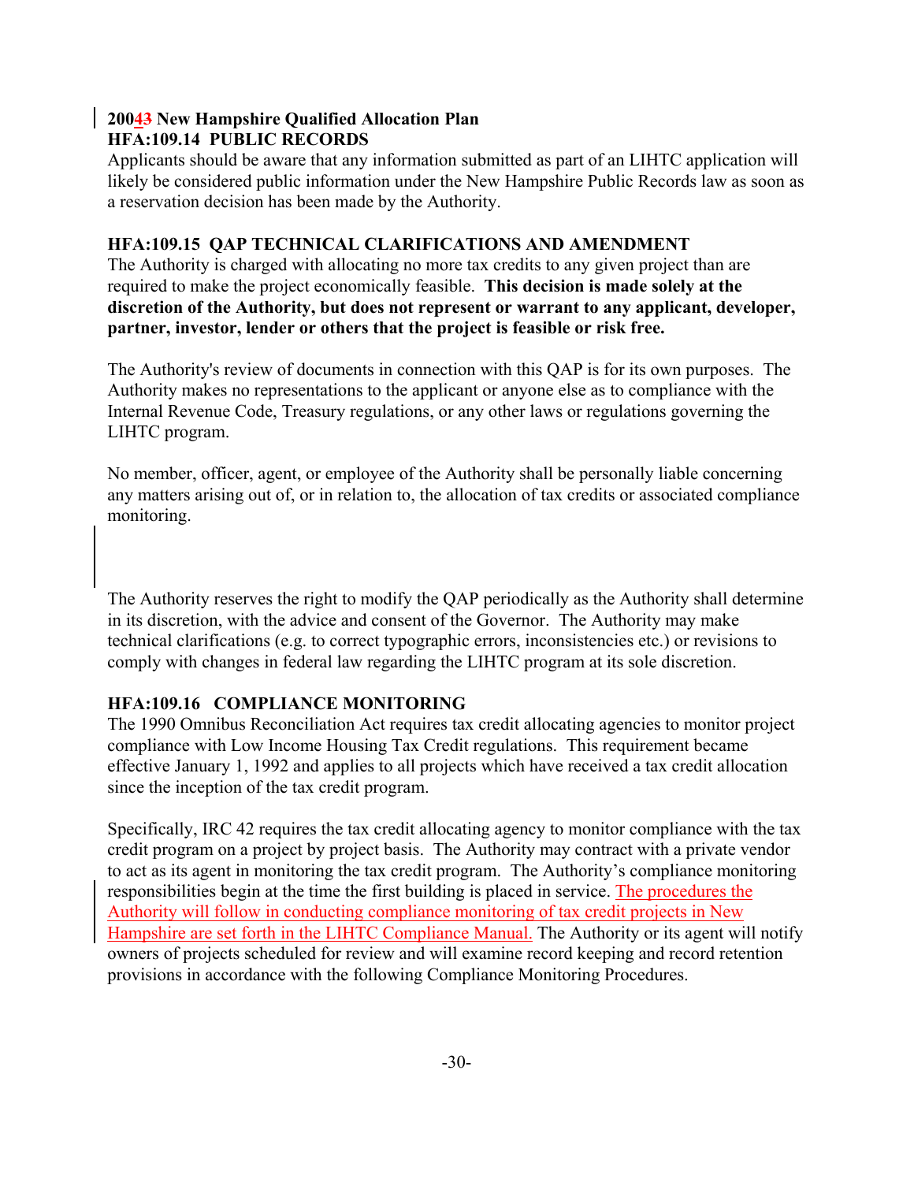**20043 New Hampshire Qualified Allocation Plan**

### HFA:109.14 PUBLIC RECORDS

Applicants should be aware that any information submitted as part of an LIHTC application will likely be considered public information under the New Hampshire Public Records law as soon as a reservation decision has been made by the Authority.

### HFA:109.15 QAP TECHNICAL CLARIFICATIONS AND AMENDMENT

The Authority is charged with allocating no more tax credits to any given project than are required to make the project economically feasible. **This decision is made solely at the discretion of the Authority, but does not represent or warrant to any applicant, developer, partner, investor, lender or others that the project is feasible or risk free.**

The Authority's review of documents in connection with this QAP is for its own purposes. The Authority makes no representations to the applicant or anyone else as to compliance with the Internal Revenue Code, Treasury regulations, or any other laws or regulations governing the LIHTC program.

No member, officer, agent, or employee of the Authority shall be personally liable concerning any matters arising out of, or in relation to, the allocation of tax credits or associated compliance monitoring.

The Authority reserves the right to modify the QAP periodically as the Authority shall determine in its discretion, with the advice and consent of the Governor. The Authority may make technical clarifications (e.g. to correct typographic errors, inconsistencies etc.) or revisions to comply with changes in federal law regarding the LIHTC program at its sole discretion.

### HFA:109.16 COMPLIANCE MONITORING

The 1990 Omnibus Reconciliation Act requires tax credit allocating agencies to monitor project compliance with Low Income Housing Tax Credit regulations. This requirement became effective January 1, 1992 and applies to all projects which have received a tax credit allocation since the inception of the tax credit program.

Specifically, IRC 42 requires the tax credit allocating agency to monitor compliance with the tax credit program on a project by project basis. The Authority may contract with a private vendor to act as its agent in monitoring the tax credit program. The Authority's compliance monitoring responsibilities begin at the time the first building is placed in service. The procedures the Authority will follow in conducting compliance monitoring of tax credit projects in New Hampshire are set forth in the LIHTC Compliance Manual. The Authority or its agent will notify owners of projects scheduled for review and will examine record keeping and record retention provisions in accordance with the following Compliance Monitoring Procedures.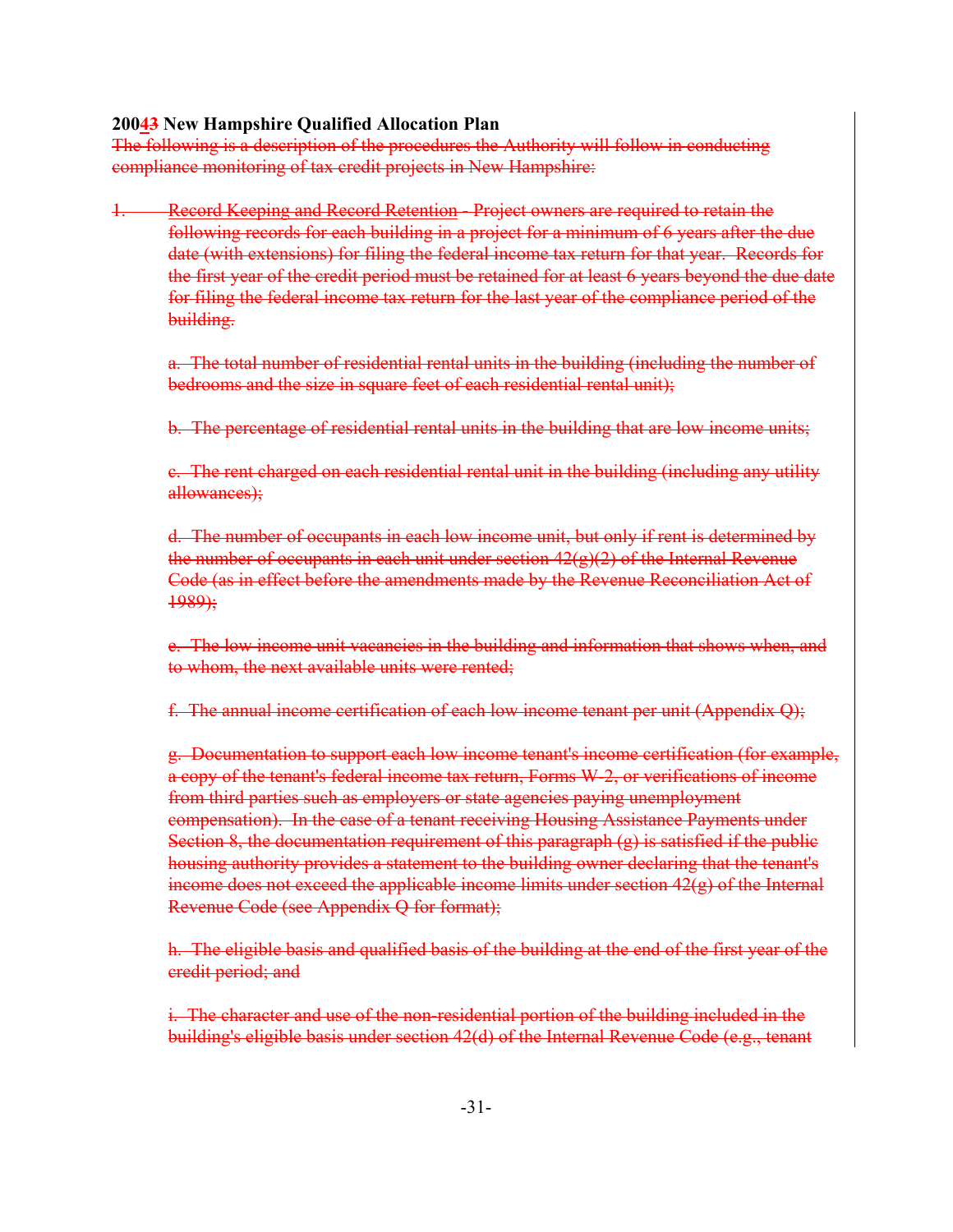**200~~4~~3 New Hampshire Qualified Allocation Plan**

~~The following is a description of the procedures the Authority will follow in conducting compliance monitoring of tax credit projects in New Hampshire:~~

~~1. Record Keeping and Record Retention - Project owners are required to retain the following records for each building in a project for a minimum of 6 years after the due date (with extensions) for filing the federal income tax return for that year. Records for the first year of the credit period must be retained for at least 6 years beyond the due date for filing the federal income tax return for the last year of the compliance period of the building.~~

~~a. The total number of residential rental units in the building (including the number of bedrooms and the size in square feet of each residential rental unit);~~

~~b. The percentage of residential rental units in the building that are low income units;~~

~~c. The rent charged on each residential rental unit in the building (including any utility allowances);~~

~~d. The number of occupants in each low income unit, but only if rent is determined by the number of occupants in each unit under section 42(g)(2) of the Internal Revenue Code (as in effect before the amendments made by the Revenue Reconciliation Act of 1989);~~

~~e. The low income unit vacancies in the building and information that shows when, and to whom, the next available units were rented;~~

~~f. The annual income certification of each low income tenant per unit (Appendix Q);~~

~~g. Documentation to support each low income tenant's income certification (for example, a copy of the tenant's federal income tax return, Forms W-2, or verifications of income from third parties such as employers or state agencies paying unemployment compensation). In the case of a tenant receiving Housing Assistance Payments under Section 8, the documentation requirement of this paragraph (g) is satisfied if the public housing authority provides a statement to the building owner declaring that the tenant's income does not exceed the applicable income limits under section 42(g) of the Internal Revenue Code (see Appendix Q for format);~~

~~h. The eligible basis and qualified basis of the building at the end of the first year of the credit period; and~~

~~i. The character and use of the non-residential portion of the building included in the building's eligible basis under section 42(d) of the Internal Revenue Code (e.g., tenant~~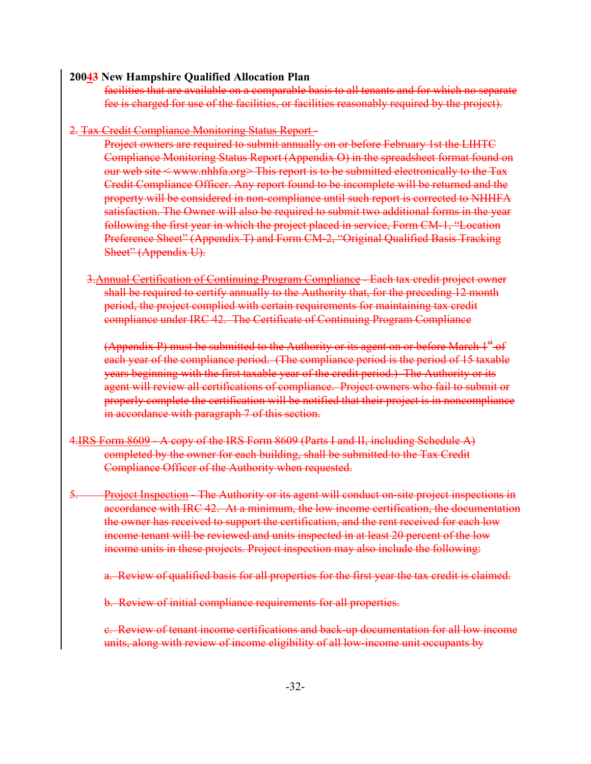facilities that are available on a comparable basis to all tenants and for which no separate fee is charged for use of the facilities, or facilities reasonably required by the project).

2. Tax Credit Compliance Monitoring Status Report -

Project owners are required to submit annually on or before February 1st the LIHTC Compliance Monitoring Status Report (Appendix O) in the spreadsheet format found on our web site < www.nhhfa.org> This report is to be submitted electronically to the Tax Credit Compliance Officer. Any report found to be incomplete will be returned and the property will be considered in non-compliance until such report is corrected to NHHFA satisfaction. The Owner will also be required to submit two additional forms in the year following the first year in which the project placed in service, Form CM-1, "Location Preference Sheet" (Appendix T) and Form CM-2, "Original Qualified Basis Tracking Sheet" (Appendix U).

3. Annual Certification of Continuing Program Compliance - Each tax credit project owner shall be required to certify annually to the Authority that, for the preceding 12 month period, the project complied with certain requirements for maintaining tax credit compliance under IRC 42. The Certificate of Continuing Program Compliance

(Appendix P) must be submitted to the Authority or its agent on or before March 1st of each year of the compliance period. (The compliance period is the period of 15 taxable years beginning with the first taxable year of the credit period.) The Authority or its agent will review all certifications of compliance. Project owners who fail to submit or properly complete the certification will be notified that their project is in noncompliance in accordance with paragraph 7 of this section.

4. IRS Form 8609 - A copy of the IRS Form 8609 (Parts I and II, including Schedule A) completed by the owner for each building, shall be submitted to the Tax Credit Compliance Officer of the Authority when requested.

5. Project Inspection - The Authority or its agent will conduct on-site project inspections in accordance with IRC 42. At a minimum, the low income certification, the documentation the owner has received to support the certification, and the rent received for each low income tenant will be reviewed and units inspected in at least 20 percent of the low income units in these projects. Project inspection may also include the following:

a. Review of qualified basis for all properties for the first year the tax credit is claimed.

b. Review of initial compliance requirements for all properties.

c. Review of tenant income certifications and back-up documentation for all low income units, along with review of income eligibility of all low-income unit occupants by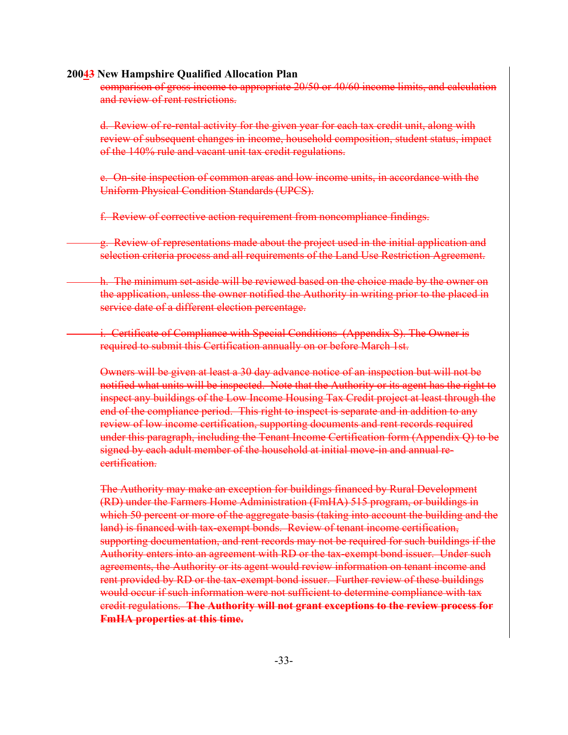comparison of gross income to appropriate 20/50 or 40/60 income limits, and calculation and review of rent restrictions.

d. Review of re-rental activity for the given year for each tax credit unit, along with review of subsequent changes in income, household composition, student status, impact of the 140% rule and vacant unit tax credit regulations.

e. On-site inspection of common areas and low income units, in accordance with the Uniform Physical Condition Standards (UPCS).

f. Review of corrective action requirement from noncompliance findings.

g. Review of representations made about the project used in the initial application and selection criteria process and all requirements of the Land Use Restriction Agreement.

h. The minimum set-aside will be reviewed based on the choice made by the owner on the application, unless the owner notified the Authority in writing prior to the placed in service date of a different election percentage.

i. Certificate of Compliance with Special Conditions (Appendix S). The Owner is required to submit this Certification annually on or before March 1st.

Owners will be given at least a 30 day advance notice of an inspection but will not be notified what units will be inspected. Note that the Authority or its agent has the right to inspect any buildings of the Low Income Housing Tax Credit project at least through the end of the compliance period. This right to inspect is separate and in addition to any review of low income certification, supporting documents and rent records required under this paragraph, including the Tenant Income Certification form (Appendix Q) to be signed by each adult member of the household at initial move-in and annual re-certification.

The Authority may make an exception for buildings financed by Rural Development (RD) under the Farmers Home Administration (FmHA) 515 program, or buildings in which 50 percent or more of the aggregate basis (taking into account the building and the land) is financed with tax-exempt bonds. Review of tenant income certification, supporting documentation, and rent records may not be required for such buildings if the Authority enters into an agreement with RD or the tax-exempt bond issuer. Under such agreements, the Authority or its agent would review information on tenant income and rent provided by RD or the tax-exempt bond issuer. Further review of these buildings would occur if such information were not sufficient to determine compliance with tax credit regulations. **The Authority will not grant exceptions to the review process for FmHA properties at this time.**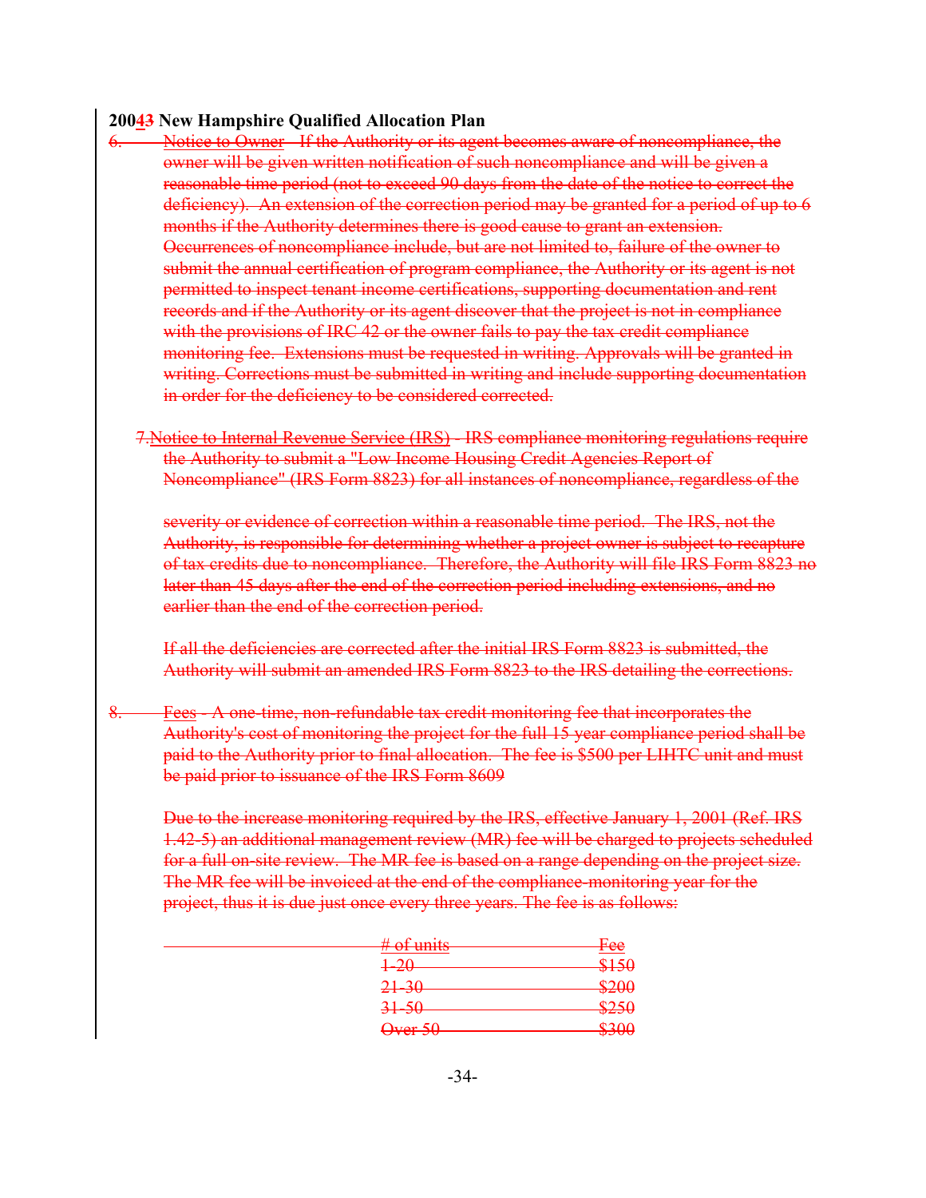**200~~4~~3 New Hampshire Qualified Allocation Plan**

6. ~~Notice to Owner - If the Authority or its agent becomes aware of noncompliance, the owner will be given written notification of such noncompliance and will be given a reasonable time period (not to exceed 90 days from the date of the notice to correct the deficiency). An extension of the correction period may be granted for a period of up to 6 months if the Authority determines there is good cause to grant an extension. Occurrences of noncompliance include, but are not limited to, failure of the owner to submit the annual certification of program compliance, the Authority or its agent is not permitted to inspect tenant income certifications, supporting documentation and rent records and if the Authority or its agent discover that the project is not in compliance with the provisions of IRC 42 or the owner fails to pay the tax credit compliance monitoring fee. Extensions must be requested in writing. Approvals will be granted in writing. Corrections must be submitted in writing and include supporting documentation in order for the deficiency to be considered corrected.~~

7. ~~Notice to Internal Revenue Service (IRS) - IRS compliance monitoring regulations require the Authority to submit a "Low Income Housing Credit Agencies Report of Noncompliance" (IRS Form 8823) for all instances of noncompliance, regardless of the severity or evidence of correction within a reasonable time period. The IRS, not the Authority, is responsible for determining whether a project owner is subject to recapture of tax credits due to noncompliance. Therefore, the Authority will file IRS Form 8823 no later than 45 days after the end of the correction period including extensions, and no earlier than the end of the correction period.~~

   ~~If all the deficiencies are corrected after the initial IRS Form 8823 is submitted, the Authority will submit an amended IRS Form 8823 to the IRS detailing the corrections.~~

8. ~~Fees - A one-time, non-refundable tax credit monitoring fee that incorporates the Authority's cost of monitoring the project for the full 15 year compliance period shall be paid to the Authority prior to final allocation. The fee is $500 per LIHTC unit and must be paid prior to issuance of the IRS Form 8609~~

   ~~Due to the increase monitoring required by the IRS, effective January 1, 2001 (Ref. IRS 1.42-5) an additional management review (MR) fee will be charged to projects scheduled for a full on-site review. The MR fee is based on a range depending on the project size. The MR fee will be invoiced at the end of the compliance-monitoring year for the project, thus it is due just once every three years. The fee is as follows:~~

| ~~# of units~~ | ~~Fee~~ |
|---|---|
| ~~1-20~~ | ~~$150~~ |
| ~~21-30~~ | ~~$200~~ |
| ~~31-50~~ | ~~$250~~ |
| ~~Over 50~~ | ~~$300~~ |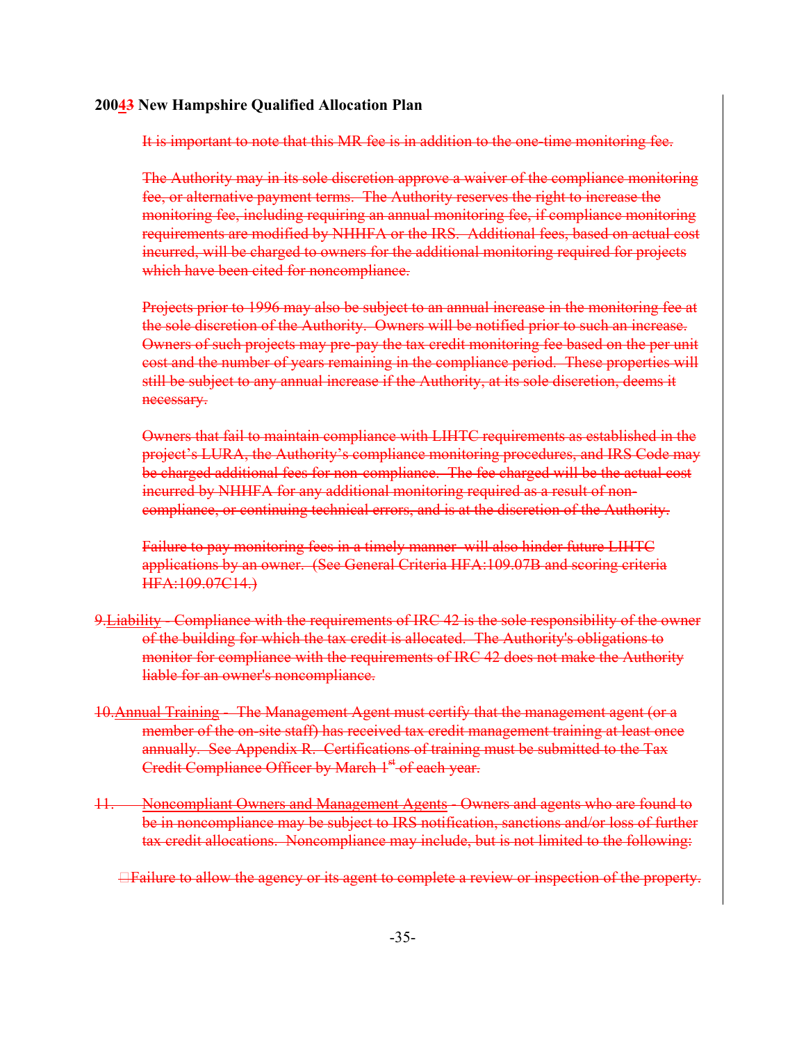It is important to note that this MR fee is in addition to the one-time monitoring fee.

The Authority may in its sole discretion approve a waiver of the compliance monitoring fee, or alternative payment terms. The Authority reserves the right to increase the monitoring fee, including requiring an annual monitoring fee, if compliance monitoring requirements are modified by NHHFA or the IRS. Additional fees, based on actual cost incurred, will be charged to owners for the additional monitoring required for projects which have been cited for noncompliance.

Projects prior to 1996 may also be subject to an annual increase in the monitoring fee at the sole discretion of the Authority. Owners will be notified prior to such an increase. Owners of such projects may pre-pay the tax credit monitoring fee based on the per unit cost and the number of years remaining in the compliance period. These properties will still be subject to any annual increase if the Authority, at its sole discretion, deems it necessary.

Owners that fail to maintain compliance with LIHTC requirements as established in the project's LURA, the Authority's compliance monitoring procedures, and IRS Code may be charged additional fees for non-compliance. The fee charged will be the actual cost incurred by NHHFA for any additional monitoring required as a result of non-compliance, or continuing technical errors, and is at the discretion of the Authority.

Failure to pay monitoring fees in a timely manner will also hinder future LIHTC applications by an owner. (See General Criteria HFA:109.07B and scoring criteria HFA:109.07C14.)

9. Liability - Compliance with the requirements of IRC 42 is the sole responsibility of the owner of the building for which the tax credit is allocated. The Authority's obligations to monitor for compliance with the requirements of IRC 42 does not make the Authority liable for an owner's noncompliance.

10. Annual Training - The Management Agent must certify that the management agent (or a member of the on-site staff) has received tax credit management training at least once annually. See Appendix R. Certifications of training must be submitted to the Tax Credit Compliance Officer by March 1st of each year.

11. Noncompliant Owners and Management Agents - Owners and agents who are found to be in noncompliance may be subject to IRS notification, sanctions and/or loss of further tax credit allocations. Noncompliance may include, but is not limited to the following:

- Failure to allow the agency or its agent to complete a review or inspection of the property.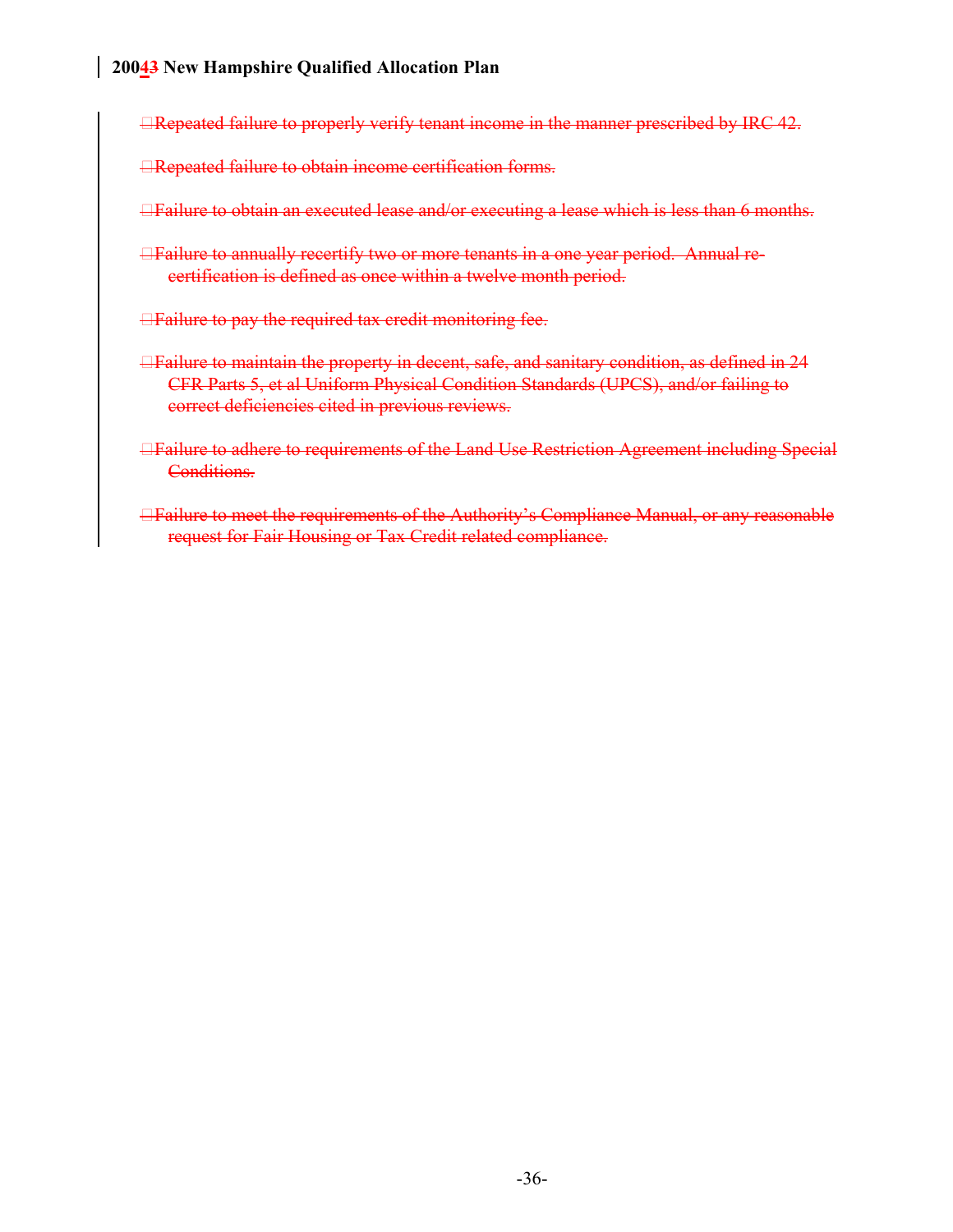- Repeated failure to properly verify tenant income in the manner prescribed by IRC 42.

- Repeated failure to obtain income certification forms.

- Failure to obtain an executed lease and/or executing a lease which is less than 6 months.

- Failure to annually recertify two or more tenants in a one year period. Annual re-certification is defined as once within a twelve month period.

- Failure to pay the required tax credit monitoring fee.

- Failure to maintain the property in decent, safe, and sanitary condition, as defined in 24 CFR Parts 5, et al Uniform Physical Condition Standards (UPCS), and/or failing to correct deficiencies cited in previous reviews.

- Failure to adhere to requirements of the Land Use Restriction Agreement including Special Conditions.

- Failure to meet the requirements of the Authority's Compliance Manual, or any reasonable request for Fair Housing or Tax Credit related compliance.